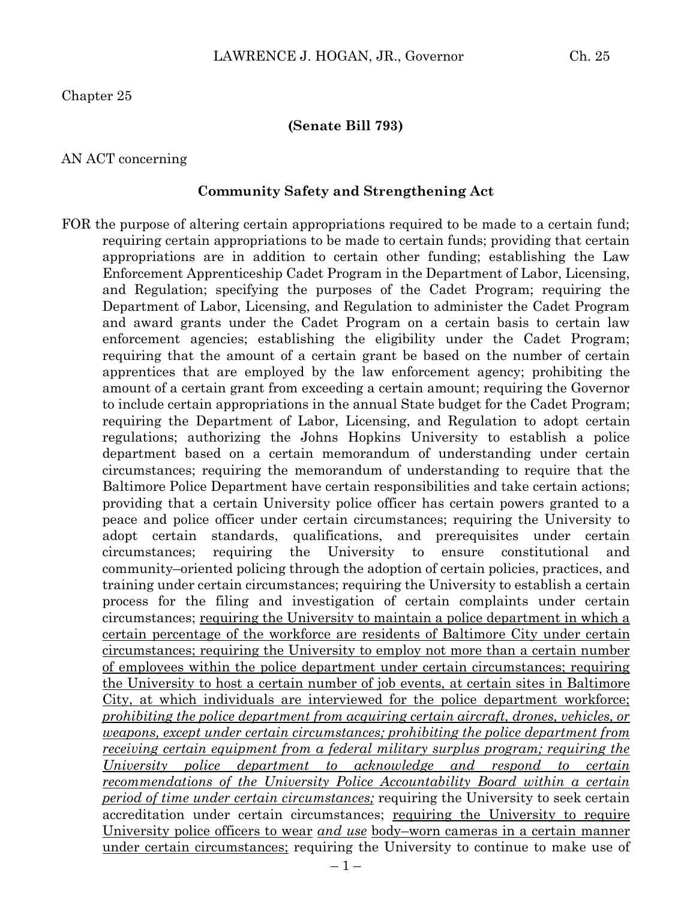Chapter 25

**(Senate Bill 793)**

AN ACT concerning

**Community Safety and Strengthening Act**

FOR the purpose of altering certain appropriations required to be made to a certain fund; requiring certain appropriations to be made to certain funds; providing that certain appropriations are in addition to certain other funding; establishing the Law Enforcement Apprenticeship Cadet Program in the Department of Labor, Licensing, and Regulation; specifying the purposes of the Cadet Program; requiring the Department of Labor, Licensing, and Regulation to administer the Cadet Program and award grants under the Cadet Program on a certain basis to certain law enforcement agencies; establishing the eligibility under the Cadet Program; requiring that the amount of a certain grant be based on the number of certain apprentices that are employed by the law enforcement agency; prohibiting the amount of a certain grant from exceeding a certain amount; requiring the Governor to include certain appropriations in the annual State budget for the Cadet Program; requiring the Department of Labor, Licensing, and Regulation to adopt certain regulations; authorizing the Johns Hopkins University to establish a police department based on a certain memorandum of understanding under certain circumstances; requiring the memorandum of understanding to require that the Baltimore Police Department have certain responsibilities and take certain actions; providing that a certain University police officer has certain powers granted to a peace and police officer under certain circumstances; requiring the University to adopt certain standards, qualifications, and prerequisites under certain circumstances; requiring the University to ensure constitutional and community–oriented policing through the adoption of certain policies, practices, and training under certain circumstances; requiring the University to establish a certain process for the filing and investigation of certain complaints under certain circumstances; <u>requiring the University to maintain a police department in which a certain percentage of the workforce are residents of Baltimore City under certain circumstances; requiring the University to employ not more than a certain number of employees within the police department under certain circumstances; requiring the University to host a certain number of job events, at certain sites in Baltimore City, at which individuals are interviewed for the police department workforce;</u> <u>*prohibiting the police department from acquiring certain aircraft, drones, vehicles, or weapons, except under certain circumstances; prohibiting the police department from receiving certain equipment from a federal military surplus program; requiring the University police department to acknowledge and respond to certain recommendations of the University Police Accountability Board within a certain period of time under certain circumstances;*</u> requiring the University to seek certain accreditation under certain circumstances; <u>requiring the University to require University police officers to wear</u> <u>*and use*</u> <u>body–worn cameras in a certain manner under certain circumstances;</u> requiring the University to continue to make use of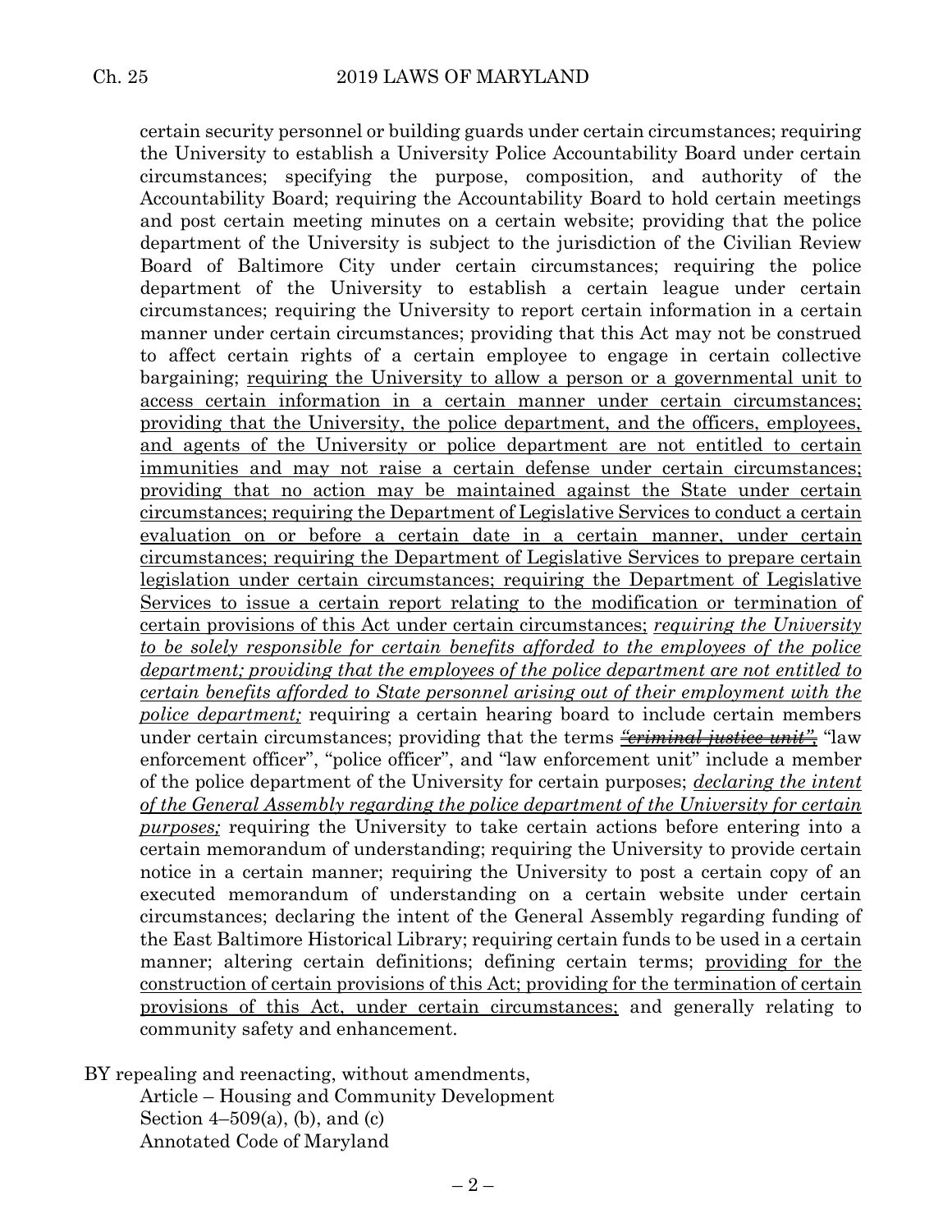certain security personnel or building guards under certain circumstances; requiring the University to establish a University Police Accountability Board under certain circumstances; specifying the purpose, composition, and authority of the Accountability Board; requiring the Accountability Board to hold certain meetings and post certain meeting minutes on a certain website; providing that the police department of the University is subject to the jurisdiction of the Civilian Review Board of Baltimore City under certain circumstances; requiring the police department of the University to establish a certain league under certain circumstances; requiring the University to report certain information in a certain manner under certain circumstances; providing that this Act may not be construed to affect certain rights of a certain employee to engage in certain collective bargaining; <u>requiring the University to allow a person or a governmental unit to access certain information in a certain manner under certain circumstances; providing that the University, the police department, and the officers, employees, and agents of the University or police department are not entitled to certain immunities and may not raise a certain defense under certain circumstances; providing that no action may be maintained against the State under certain circumstances; requiring the Department of Legislative Services to conduct a certain evaluation on or before a certain date in a certain manner, under certain circumstances; requiring the Department of Legislative Services to prepare certain legislation under certain circumstances; requiring the Department of Legislative Services to issue a certain report relating to the modification or termination of certain provisions of this Act under certain circumstances;</u> <u>*requiring the University to be solely responsible for certain benefits afforded to the employees of the police department; providing that the employees of the police department are not entitled to certain benefits afforded to State personnel arising out of their employment with the police department;*</u> requiring a certain hearing board to include certain members under certain circumstances; providing that the terms <u>*~~"criminal justice unit",~~*</u> "law enforcement officer", "police officer", and "law enforcement unit" include a member of the police department of the University for certain purposes; <u>*declaring the intent of the General Assembly regarding the police department of the University for certain purposes;*</u> requiring the University to take certain actions before entering into a certain memorandum of understanding; requiring the University to provide certain notice in a certain manner; requiring the University to post a certain copy of an executed memorandum of understanding on a certain website under certain circumstances; declaring the intent of the General Assembly regarding funding of the East Baltimore Historical Library; requiring certain funds to be used in a certain manner; altering certain definitions; defining certain terms; <u>providing for the construction of certain provisions of this Act; providing for the termination of certain provisions of this Act, under certain circumstances;</u> and generally relating to community safety and enhancement.

BY repealing and reenacting, without amendments,
Article – Housing and Community Development
Section 4–509(a), (b), and (c)
Annotated Code of Maryland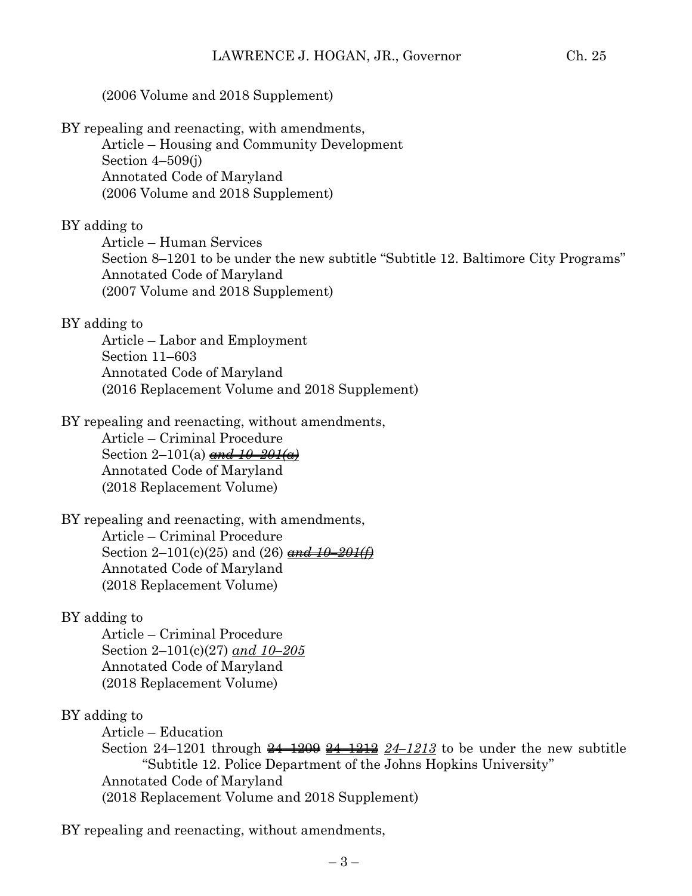(2006 Volume and 2018 Supplement)

BY repealing and reenacting, with amendments,

Article – Housing and Community Development
Section 4–509(j)
Annotated Code of Maryland
(2006 Volume and 2018 Supplement)

BY adding to

Article – Human Services
Section 8–1201 to be under the new subtitle “Subtitle 12. Baltimore City Programs”
Annotated Code of Maryland
(2007 Volume and 2018 Supplement)

BY adding to

Article – Labor and Employment
Section 11–603
Annotated Code of Maryland
(2016 Replacement Volume and 2018 Supplement)

BY repealing and reenacting, without amendments,

Article – Criminal Procedure
Section 2–101(a) ~~*and 10–201(a)*~~
Annotated Code of Maryland
(2018 Replacement Volume)

BY repealing and reenacting, with amendments,

Article – Criminal Procedure
Section 2–101(c)(25) and (26) ~~*and 10–201(f)*~~
Annotated Code of Maryland
(2018 Replacement Volume)

BY adding to

Article – Criminal Procedure
Section 2–101(c)(27) *and 10–205*
Annotated Code of Maryland
(2018 Replacement Volume)

BY adding to

Article – Education
Section 24–1201 through ~~24–1209~~ ~~24–1212~~ *24–1213* to be under the new subtitle “Subtitle 12. Police Department of the Johns Hopkins University”
Annotated Code of Maryland
(2018 Replacement Volume and 2018 Supplement)

BY repealing and reenacting, without amendments,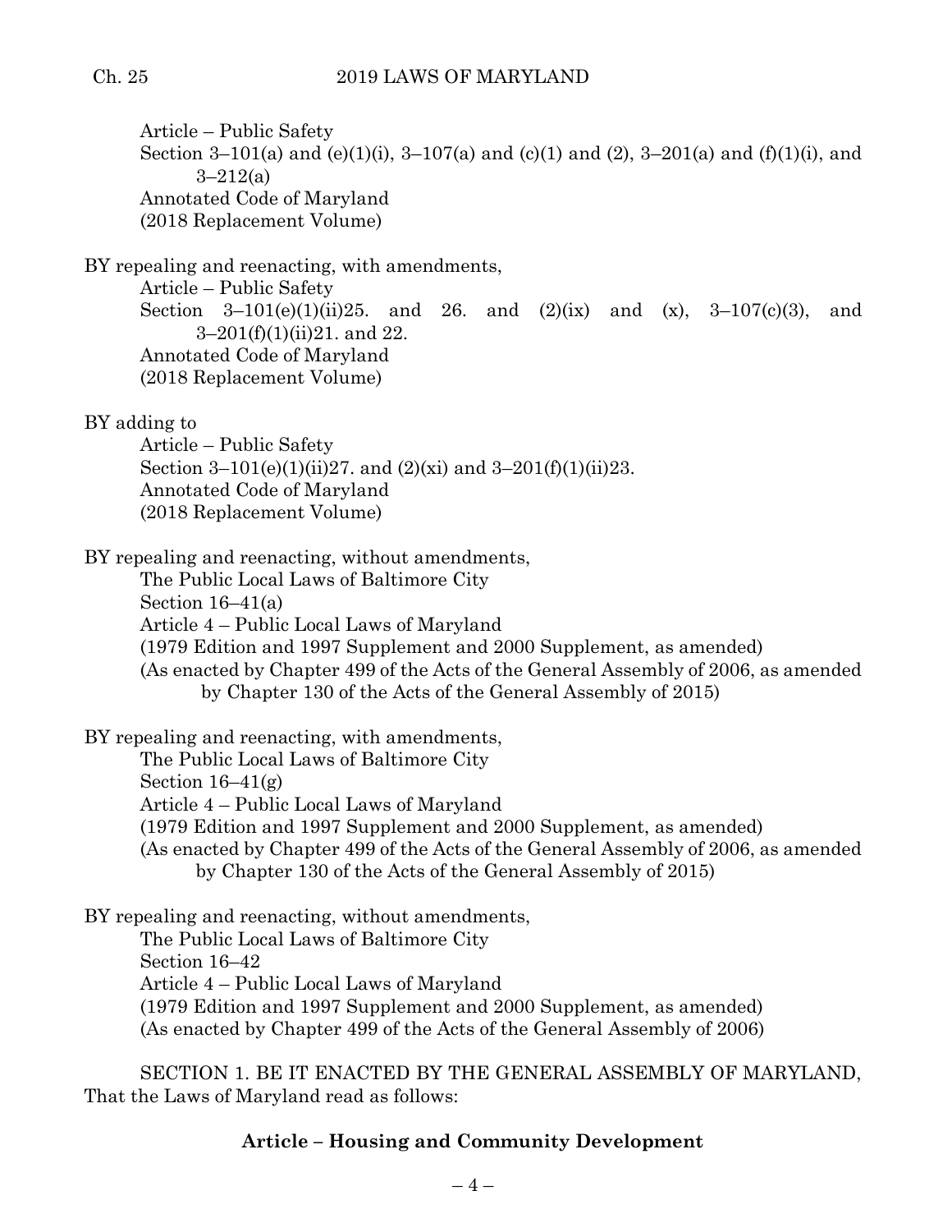Article – Public Safety

Section 3–101(a) and (e)(1)(i), 3–107(a) and (c)(1) and (2), 3–201(a) and (f)(1)(i), and 3–212(a)

Annotated Code of Maryland

(2018 Replacement Volume)

BY repealing and reenacting, with amendments,

Article – Public Safety

Section 3–101(e)(1)(ii)25. and 26. and (2)(ix) and (x), 3–107(c)(3), and 3–201(f)(1)(ii)21. and 22.

Annotated Code of Maryland

(2018 Replacement Volume)

BY adding to

Article – Public Safety

Section 3–101(e)(1)(ii)27. and (2)(xi) and 3–201(f)(1)(ii)23.

Annotated Code of Maryland

(2018 Replacement Volume)

BY repealing and reenacting, without amendments,

The Public Local Laws of Baltimore City

Section 16–41(a)

Article 4 – Public Local Laws of Maryland

(1979 Edition and 1997 Supplement and 2000 Supplement, as amended)

(As enacted by Chapter 499 of the Acts of the General Assembly of 2006, as amended by Chapter 130 of the Acts of the General Assembly of 2015)

BY repealing and reenacting, with amendments,

The Public Local Laws of Baltimore City

Section 16–41(g)

Article 4 – Public Local Laws of Maryland

(1979 Edition and 1997 Supplement and 2000 Supplement, as amended)

(As enacted by Chapter 499 of the Acts of the General Assembly of 2006, as amended by Chapter 130 of the Acts of the General Assembly of 2015)

BY repealing and reenacting, without amendments,

The Public Local Laws of Baltimore City

Section 16–42

Article 4 – Public Local Laws of Maryland

(1979 Edition and 1997 Supplement and 2000 Supplement, as amended)

(As enacted by Chapter 499 of the Acts of the General Assembly of 2006)

SECTION 1. BE IT ENACTED BY THE GENERAL ASSEMBLY OF MARYLAND, That the Laws of Maryland read as follows:

**Article – Housing and Community Development**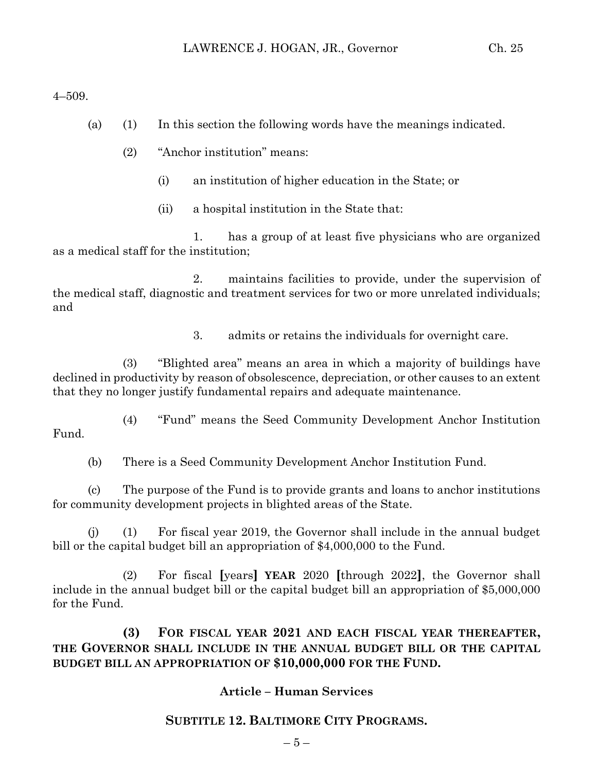4–509.

(a) (1) In this section the following words have the meanings indicated.

(2) "Anchor institution" means:

(i) an institution of higher education in the State; or

(ii) a hospital institution in the State that:

1. has a group of at least five physicians who are organized as a medical staff for the institution;

2. maintains facilities to provide, under the supervision of the medical staff, diagnostic and treatment services for two or more unrelated individuals; and

3. admits or retains the individuals for overnight care.

(3) "Blighted area" means an area in which a majority of buildings have declined in productivity by reason of obsolescence, depreciation, or other causes to an extent that they no longer justify fundamental repairs and adequate maintenance.

(4) "Fund" means the Seed Community Development Anchor Institution Fund.

(b) There is a Seed Community Development Anchor Institution Fund.

(c) The purpose of the Fund is to provide grants and loans to anchor institutions for community development projects in blighted areas of the State.

(j) (1) For fiscal year 2019, the Governor shall include in the annual budget bill or the capital budget bill an appropriation of $4,000,000 to the Fund.

(2) For fiscal **[**years**]** **YEAR** 2020 **[**through 2022**]**, the Governor shall include in the annual budget bill or the capital budget bill an appropriation of $5,000,000 for the Fund.

**(3) FOR FISCAL YEAR 2021 AND EACH FISCAL YEAR THEREAFTER, THE GOVERNOR SHALL INCLUDE IN THE ANNUAL BUDGET BILL OR THE CAPITAL BUDGET BILL AN APPROPRIATION OF $10,000,000 FOR THE FUND.**

## Article – Human Services

## SUBTITLE 12. BALTIMORE CITY PROGRAMS.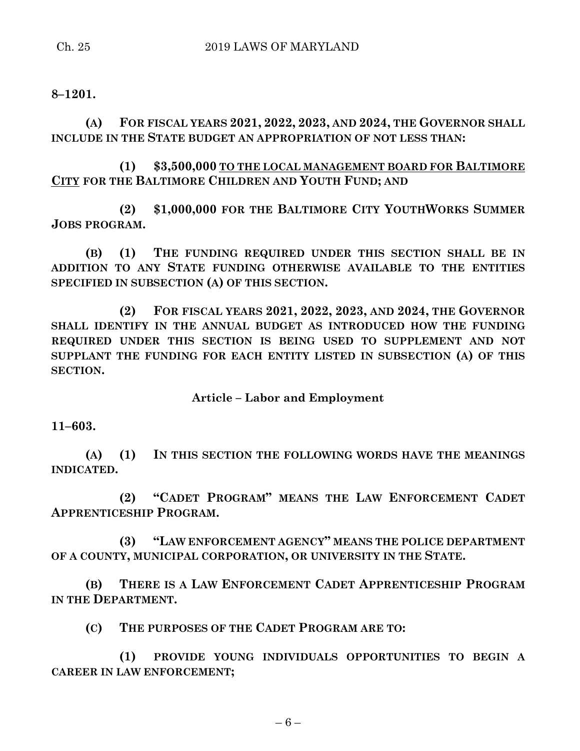**8–1201.**

**(A) FOR FISCAL YEARS 2021, 2022, 2023, AND 2024, THE GOVERNOR SHALL INCLUDE IN THE STATE BUDGET AN APPROPRIATION OF NOT LESS THAN:**

**(1) $3,500,000** <u>**TO THE LOCAL MANAGEMENT BOARD FOR BALTIMORE CITY**</u> **FOR THE BALTIMORE CHILDREN AND YOUTH FUND; AND**

**(2) $1,000,000 FOR THE BALTIMORE CITY YOUTHWORKS SUMMER JOBS PROGRAM.**

**(B) (1) THE FUNDING REQUIRED UNDER THIS SECTION SHALL BE IN ADDITION TO ANY STATE FUNDING OTHERWISE AVAILABLE TO THE ENTITIES SPECIFIED IN SUBSECTION (A) OF THIS SECTION.**

**(2) FOR FISCAL YEARS 2021, 2022, 2023, AND 2024, THE GOVERNOR SHALL IDENTIFY IN THE ANNUAL BUDGET AS INTRODUCED HOW THE FUNDING REQUIRED UNDER THIS SECTION IS BEING USED TO SUPPLEMENT AND NOT SUPPLANT THE FUNDING FOR EACH ENTITY LISTED IN SUBSECTION (A) OF THIS SECTION.**

**Article – Labor and Employment**

**11–603.**

**(A) (1) IN THIS SECTION THE FOLLOWING WORDS HAVE THE MEANINGS INDICATED.**

**(2) "CADET PROGRAM" MEANS THE LAW ENFORCEMENT CADET APPRENTICESHIP PROGRAM.**

**(3) "LAW ENFORCEMENT AGENCY" MEANS THE POLICE DEPARTMENT OF A COUNTY, MUNICIPAL CORPORATION, OR UNIVERSITY IN THE STATE.**

**(B) THERE IS A LAW ENFORCEMENT CADET APPRENTICESHIP PROGRAM IN THE DEPARTMENT.**

**(C) THE PURPOSES OF THE CADET PROGRAM ARE TO:**

**(1) PROVIDE YOUNG INDIVIDUALS OPPORTUNITIES TO BEGIN A CAREER IN LAW ENFORCEMENT;**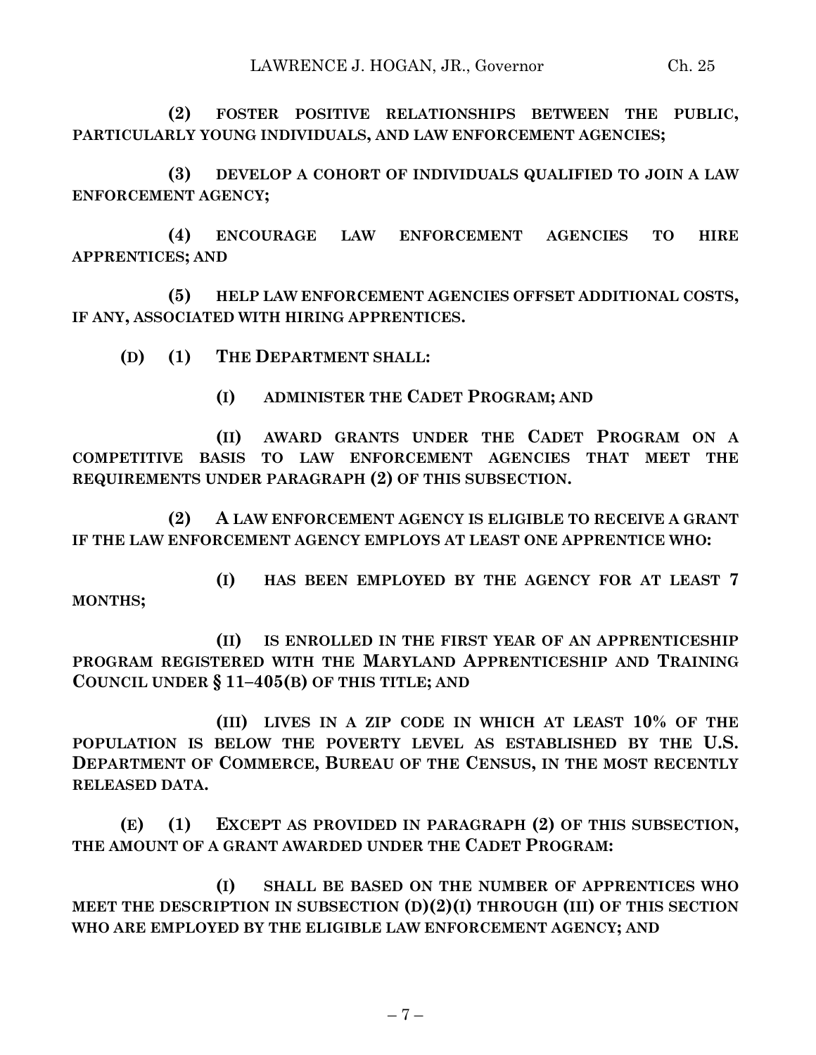**(2) FOSTER POSITIVE RELATIONSHIPS BETWEEN THE PUBLIC, PARTICULARLY YOUNG INDIVIDUALS, AND LAW ENFORCEMENT AGENCIES;**

**(3) DEVELOP A COHORT OF INDIVIDUALS QUALIFIED TO JOIN A LAW ENFORCEMENT AGENCY;**

**(4) ENCOURAGE LAW ENFORCEMENT AGENCIES TO HIRE APPRENTICES; AND**

**(5) HELP LAW ENFORCEMENT AGENCIES OFFSET ADDITIONAL COSTS, IF ANY, ASSOCIATED WITH HIRING APPRENTICES.**

**(D) (1) THE DEPARTMENT SHALL:**

**(I) ADMINISTER THE CADET PROGRAM; AND**

**(II) AWARD GRANTS UNDER THE CADET PROGRAM ON A COMPETITIVE BASIS TO LAW ENFORCEMENT AGENCIES THAT MEET THE REQUIREMENTS UNDER PARAGRAPH (2) OF THIS SUBSECTION.**

**(2) A LAW ENFORCEMENT AGENCY IS ELIGIBLE TO RECEIVE A GRANT IF THE LAW ENFORCEMENT AGENCY EMPLOYS AT LEAST ONE APPRENTICE WHO:**

**(I) HAS BEEN EMPLOYED BY THE AGENCY FOR AT LEAST 7 MONTHS;**

**(II) IS ENROLLED IN THE FIRST YEAR OF AN APPRENTICESHIP PROGRAM REGISTERED WITH THE MARYLAND APPRENTICESHIP AND TRAINING COUNCIL UNDER § 11–405(B) OF THIS TITLE; AND**

**(III) LIVES IN A ZIP CODE IN WHICH AT LEAST 10% OF THE POPULATION IS BELOW THE POVERTY LEVEL AS ESTABLISHED BY THE U.S. DEPARTMENT OF COMMERCE, BUREAU OF THE CENSUS, IN THE MOST RECENTLY RELEASED DATA.**

**(E) (1) EXCEPT AS PROVIDED IN PARAGRAPH (2) OF THIS SUBSECTION, THE AMOUNT OF A GRANT AWARDED UNDER THE CADET PROGRAM:**

**(I) SHALL BE BASED ON THE NUMBER OF APPRENTICES WHO MEET THE DESCRIPTION IN SUBSECTION (D)(2)(I) THROUGH (III) OF THIS SECTION WHO ARE EMPLOYED BY THE ELIGIBLE LAW ENFORCEMENT AGENCY; AND**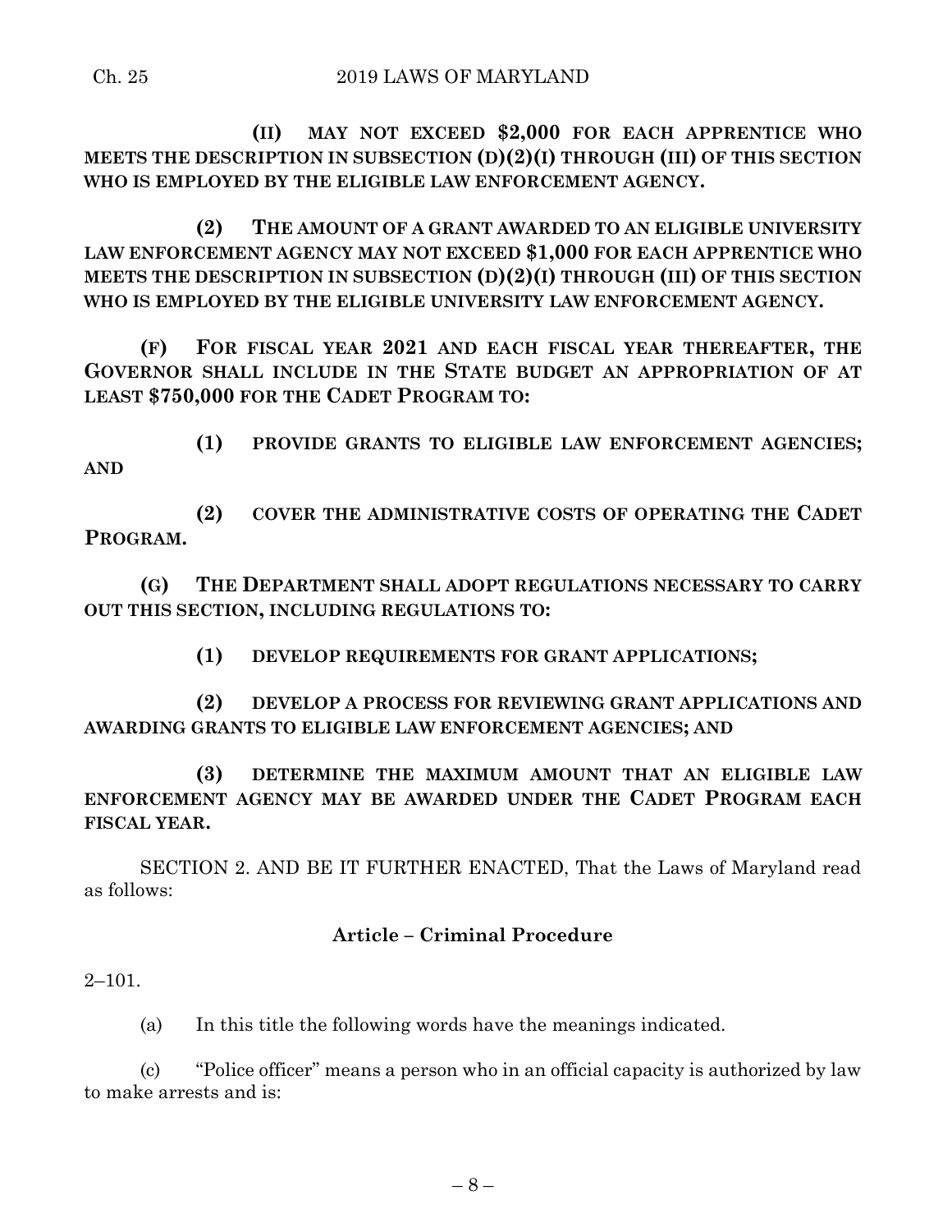**(II) MAY NOT EXCEED $2,000 FOR EACH APPRENTICE WHO MEETS THE DESCRIPTION IN SUBSECTION (D)(2)(I) THROUGH (III) OF THIS SECTION WHO IS EMPLOYED BY THE ELIGIBLE LAW ENFORCEMENT AGENCY.**

**(2) THE AMOUNT OF A GRANT AWARDED TO AN ELIGIBLE UNIVERSITY LAW ENFORCEMENT AGENCY MAY NOT EXCEED $1,000 FOR EACH APPRENTICE WHO MEETS THE DESCRIPTION IN SUBSECTION (D)(2)(I) THROUGH (III) OF THIS SECTION WHO IS EMPLOYED BY THE ELIGIBLE UNIVERSITY LAW ENFORCEMENT AGENCY.**

**(F) FOR FISCAL YEAR 2021 AND EACH FISCAL YEAR THEREAFTER, THE GOVERNOR SHALL INCLUDE IN THE STATE BUDGET AN APPROPRIATION OF AT LEAST $750,000 FOR THE CADET PROGRAM TO:**

**(1) PROVIDE GRANTS TO ELIGIBLE LAW ENFORCEMENT AGENCIES; AND**

**(2) COVER THE ADMINISTRATIVE COSTS OF OPERATING THE CADET PROGRAM.**

**(G) THE DEPARTMENT SHALL ADOPT REGULATIONS NECESSARY TO CARRY OUT THIS SECTION, INCLUDING REGULATIONS TO:**

**(1) DEVELOP REQUIREMENTS FOR GRANT APPLICATIONS;**

**(2) DEVELOP A PROCESS FOR REVIEWING GRANT APPLICATIONS AND AWARDING GRANTS TO ELIGIBLE LAW ENFORCEMENT AGENCIES; AND**

**(3) DETERMINE THE MAXIMUM AMOUNT THAT AN ELIGIBLE LAW ENFORCEMENT AGENCY MAY BE AWARDED UNDER THE CADET PROGRAM EACH FISCAL YEAR.**

SECTION 2. AND BE IT FURTHER ENACTED, That the Laws of Maryland read as follows:

**Article – Criminal Procedure**

2–101.

(a) In this title the following words have the meanings indicated.

(c) "Police officer" means a person who in an official capacity is authorized by law to make arrests and is: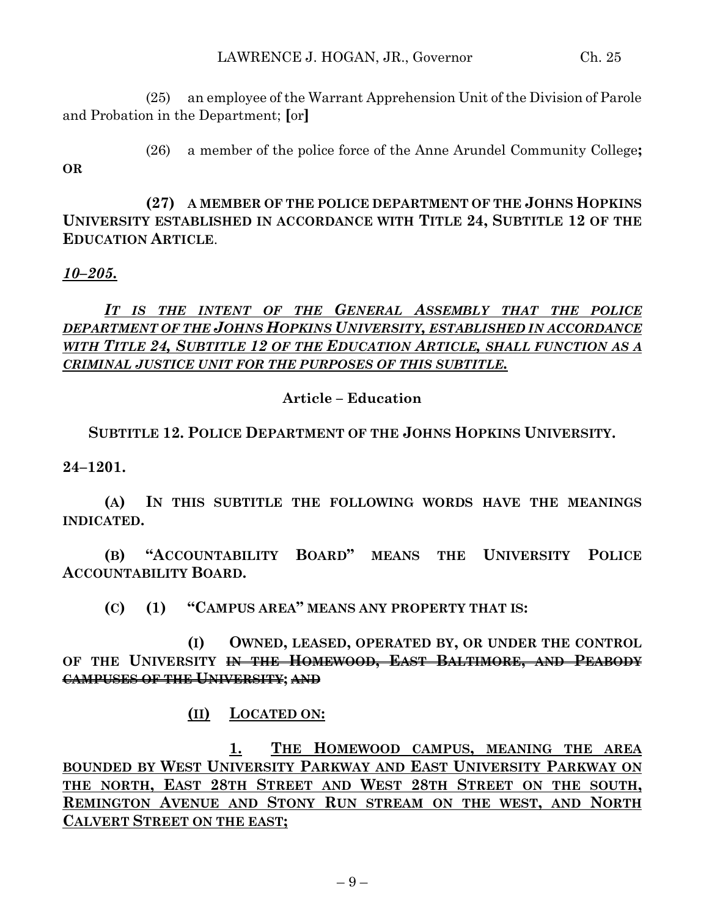(25) an employee of the Warrant Apprehension Unit of the Division of Parole and Probation in the Department; **[**or**]**

(26) a member of the police force of the Anne Arundel Community College**; OR**

**(27) A MEMBER OF THE POLICE DEPARTMENT OF THE JOHNS HOPKINS UNIVERSITY ESTABLISHED IN ACCORDANCE WITH TITLE 24, SUBTITLE 12 OF THE EDUCATION ARTICLE**.

*10–205.*

*IT IS THE INTENT OF THE GENERAL ASSEMBLY THAT THE POLICE DEPARTMENT OF THE JOHNS HOPKINS UNIVERSITY, ESTABLISHED IN ACCORDANCE WITH TITLE 24, SUBTITLE 12 OF THE EDUCATION ARTICLE, SHALL FUNCTION AS A CRIMINAL JUSTICE UNIT FOR THE PURPOSES OF THIS SUBTITLE.*

**Article – Education**

**SUBTITLE 12. POLICE DEPARTMENT OF THE JOHNS HOPKINS UNIVERSITY.**

**24–1201.**

**(A) IN THIS SUBTITLE THE FOLLOWING WORDS HAVE THE MEANINGS INDICATED.**

**(B) "ACCOUNTABILITY BOARD" MEANS THE UNIVERSITY POLICE ACCOUNTABILITY BOARD.**

**(C) (1) "CAMPUS AREA" MEANS ANY PROPERTY THAT IS:**

**(I) OWNED, LEASED, OPERATED BY, OR UNDER THE CONTROL OF THE UNIVERSITY ~~IN THE HOMEWOOD, EAST BALTIMORE, AND PEABODY CAMPUSES OF THE UNIVERSITY; AND~~**

**(II) LOCATED ON:**

**1. THE HOMEWOOD CAMPUS, MEANING THE AREA BOUNDED BY WEST UNIVERSITY PARKWAY AND EAST UNIVERSITY PARKWAY ON THE NORTH, EAST 28TH STREET AND WEST 28TH STREET ON THE SOUTH, REMINGTON AVENUE AND STONY RUN STREAM ON THE WEST, AND NORTH CALVERT STREET ON THE EAST;**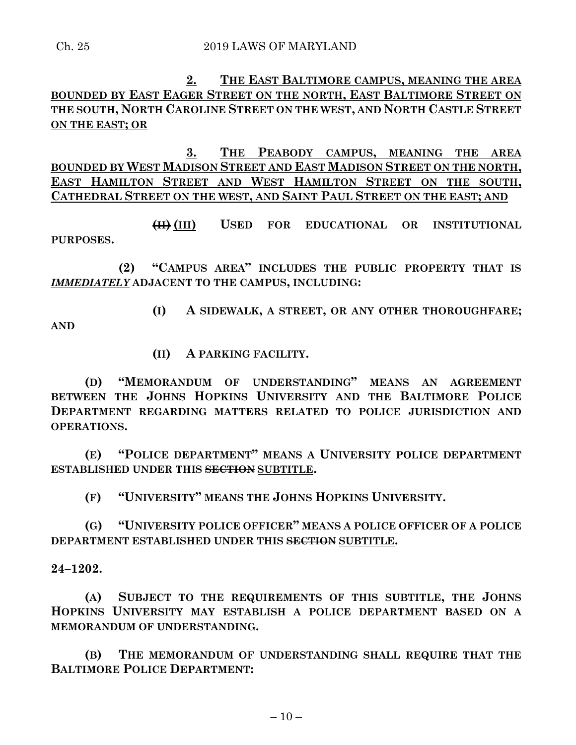**2. THE EAST BALTIMORE CAMPUS, MEANING THE AREA BOUNDED BY EAST EAGER STREET ON THE NORTH, EAST BALTIMORE STREET ON THE SOUTH, NORTH CAROLINE STREET ON THE WEST, AND NORTH CASTLE STREET ON THE EAST; OR**

**3. THE PEABODY CAMPUS, MEANING THE AREA BOUNDED BY WEST MADISON STREET AND EAST MADISON STREET ON THE NORTH, EAST HAMILTON STREET AND WEST HAMILTON STREET ON THE SOUTH, CATHEDRAL STREET ON THE WEST, AND SAINT PAUL STREET ON THE EAST; AND**

**~~(II)~~ (III) USED FOR EDUCATIONAL OR INSTITUTIONAL PURPOSES.**

**(2) "CAMPUS AREA" INCLUDES THE PUBLIC PROPERTY THAT IS *IMMEDIATELY* ADJACENT TO THE CAMPUS, INCLUDING:**

**(I) A SIDEWALK, A STREET, OR ANY OTHER THOROUGHFARE; AND**

**(II) A PARKING FACILITY.**

**(D) "MEMORANDUM OF UNDERSTANDING" MEANS AN AGREEMENT BETWEEN THE JOHNS HOPKINS UNIVERSITY AND THE BALTIMORE POLICE DEPARTMENT REGARDING MATTERS RELATED TO POLICE JURISDICTION AND OPERATIONS.**

**(E) "POLICE DEPARTMENT" MEANS A UNIVERSITY POLICE DEPARTMENT ESTABLISHED UNDER THIS ~~SECTION~~ SUBTITLE.**

**(F) "UNIVERSITY" MEANS THE JOHNS HOPKINS UNIVERSITY.**

**(G) "UNIVERSITY POLICE OFFICER" MEANS A POLICE OFFICER OF A POLICE DEPARTMENT ESTABLISHED UNDER THIS ~~SECTION~~ SUBTITLE.**

**24–1202.**

**(A) SUBJECT TO THE REQUIREMENTS OF THIS SUBTITLE, THE JOHNS HOPKINS UNIVERSITY MAY ESTABLISH A POLICE DEPARTMENT BASED ON A MEMORANDUM OF UNDERSTANDING.**

**(B) THE MEMORANDUM OF UNDERSTANDING SHALL REQUIRE THAT THE BALTIMORE POLICE DEPARTMENT:**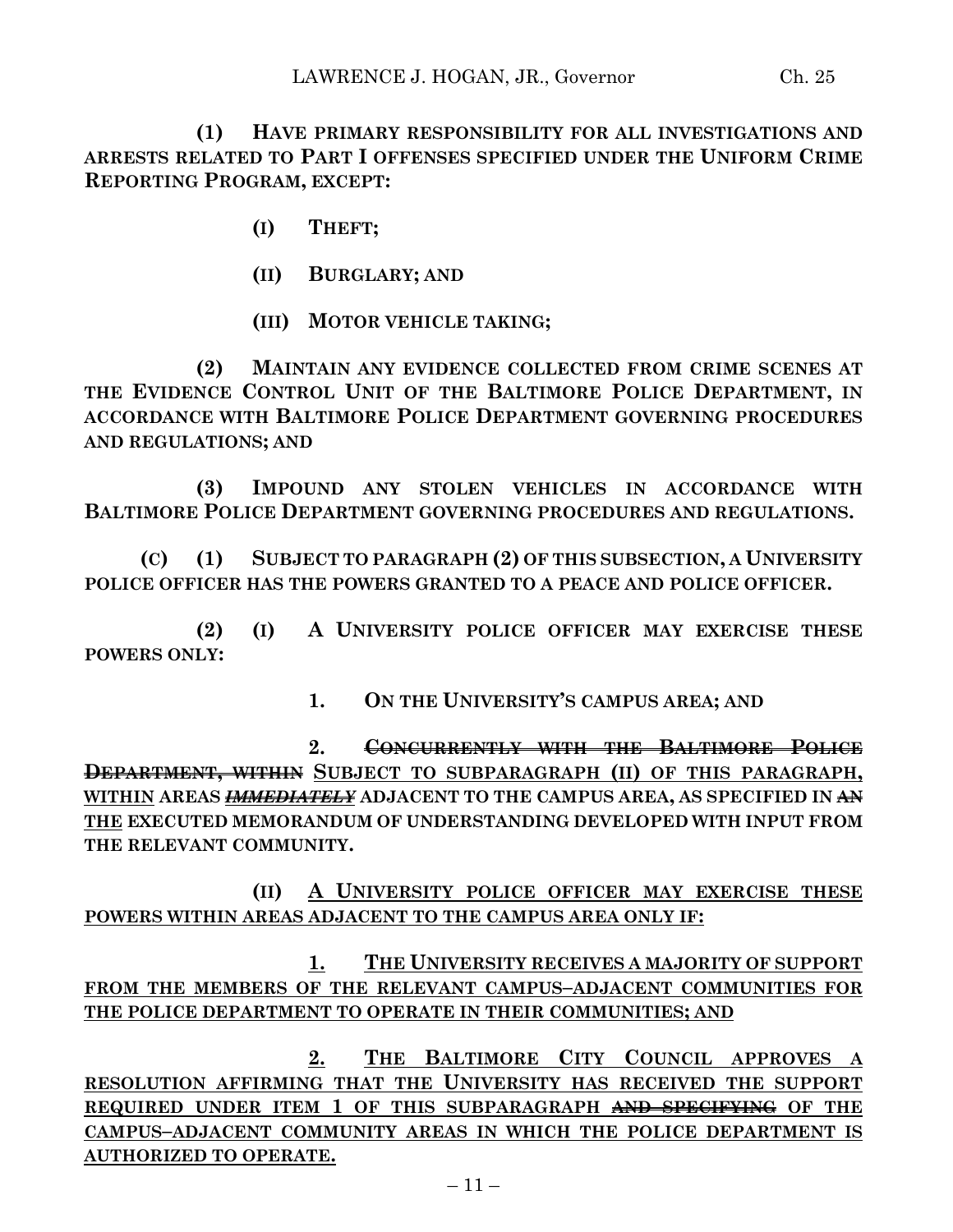**(1) HAVE PRIMARY RESPONSIBILITY FOR ALL INVESTIGATIONS AND ARRESTS RELATED TO PART I OFFENSES SPECIFIED UNDER THE UNIFORM CRIME REPORTING PROGRAM, EXCEPT:**

**(I) THEFT;**

**(II) BURGLARY; AND**

**(III) MOTOR VEHICLE TAKING;**

**(2) MAINTAIN ANY EVIDENCE COLLECTED FROM CRIME SCENES AT THE EVIDENCE CONTROL UNIT OF THE BALTIMORE POLICE DEPARTMENT, IN ACCORDANCE WITH BALTIMORE POLICE DEPARTMENT GOVERNING PROCEDURES AND REGULATIONS; AND**

**(3) IMPOUND ANY STOLEN VEHICLES IN ACCORDANCE WITH BALTIMORE POLICE DEPARTMENT GOVERNING PROCEDURES AND REGULATIONS.**

**(C) (1) SUBJECT TO PARAGRAPH (2) OF THIS SUBSECTION, A UNIVERSITY POLICE OFFICER HAS THE POWERS GRANTED TO A PEACE AND POLICE OFFICER.**

**(2) (I) A UNIVERSITY POLICE OFFICER MAY EXERCISE THESE POWERS ONLY:**

**1. ON THE UNIVERSITY'S CAMPUS AREA; AND**

**2. ~~CONCURRENTLY WITH THE BALTIMORE POLICE DEPARTMENT, WITHIN~~ <u>SUBJECT TO SUBPARAGRAPH (II) OF THIS PARAGRAPH, WITHIN</u> AREAS ~~*<u>IMMEDIATELY</u>*~~ ADJACENT TO THE CAMPUS AREA, AS SPECIFIED IN ~~AN~~ <u>THE</u> EXECUTED MEMORANDUM OF UNDERSTANDING DEVELOPED WITH INPUT FROM THE RELEVANT COMMUNITY.**

**(II) <u>A UNIVERSITY POLICE OFFICER MAY EXERCISE THESE POWERS WITHIN AREAS ADJACENT TO THE CAMPUS AREA ONLY IF:</u>**

**<u>1. THE UNIVERSITY RECEIVES A MAJORITY OF SUPPORT FROM THE MEMBERS OF THE RELEVANT CAMPUS–ADJACENT COMMUNITIES FOR THE POLICE DEPARTMENT TO OPERATE IN THEIR COMMUNITIES; AND</u>**

**<u>2. THE BALTIMORE CITY COUNCIL APPROVES A RESOLUTION AFFIRMING THAT THE UNIVERSITY HAS RECEIVED THE SUPPORT REQUIRED UNDER ITEM 1 OF THIS SUBPARAGRAPH</u> ~~<u>AND SPECIFYING</u>~~ <u>OF THE CAMPUS–ADJACENT COMMUNITY AREAS IN WHICH THE POLICE DEPARTMENT IS AUTHORIZED TO OPERATE.</u>**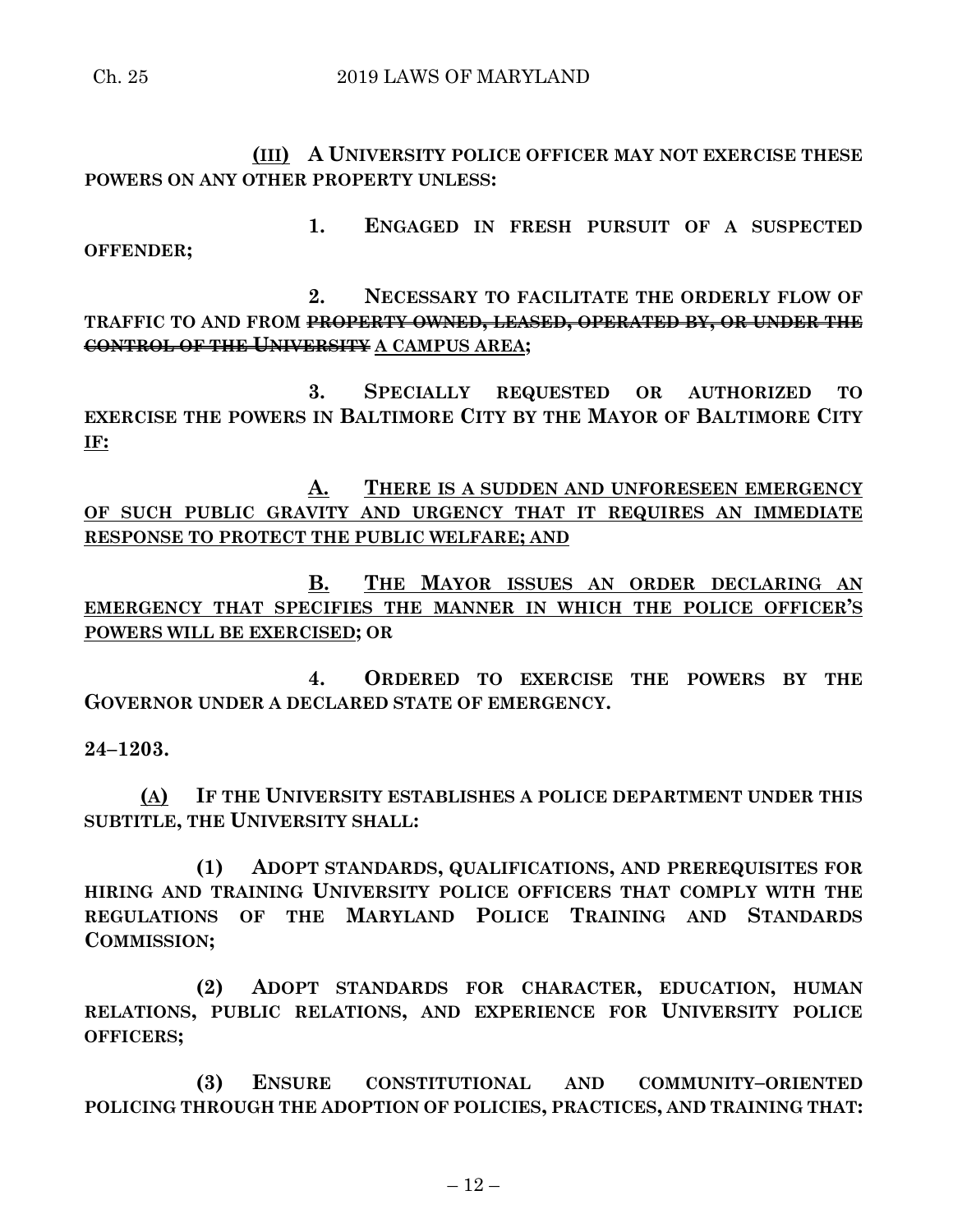**(III) A UNIVERSITY POLICE OFFICER MAY NOT EXERCISE THESE POWERS ON ANY OTHER PROPERTY UNLESS:**

**1. ENGAGED IN FRESH PURSUIT OF A SUSPECTED OFFENDER;**

**2. NECESSARY TO FACILITATE THE ORDERLY FLOW OF TRAFFIC TO AND FROM ~~PROPERTY OWNED, LEASED, OPERATED BY, OR UNDER THE CONTROL OF THE UNIVERSITY~~ A CAMPUS AREA;**

**3. SPECIALLY REQUESTED OR AUTHORIZED TO EXERCISE THE POWERS IN BALTIMORE CITY BY THE MAYOR OF BALTIMORE CITY IF:**

**A. THERE IS A SUDDEN AND UNFORESEEN EMERGENCY OF SUCH PUBLIC GRAVITY AND URGENCY THAT IT REQUIRES AN IMMEDIATE RESPONSE TO PROTECT THE PUBLIC WELFARE; AND**

**B. THE MAYOR ISSUES AN ORDER DECLARING AN EMERGENCY THAT SPECIFIES THE MANNER IN WHICH THE POLICE OFFICER'S POWERS WILL BE EXERCISED; OR**

**4. ORDERED TO EXERCISE THE POWERS BY THE GOVERNOR UNDER A DECLARED STATE OF EMERGENCY.**

**24–1203.**

**(A) IF THE UNIVERSITY ESTABLISHES A POLICE DEPARTMENT UNDER THIS SUBTITLE, THE UNIVERSITY SHALL:**

**(1) ADOPT STANDARDS, QUALIFICATIONS, AND PREREQUISITES FOR HIRING AND TRAINING UNIVERSITY POLICE OFFICERS THAT COMPLY WITH THE REGULATIONS OF THE MARYLAND POLICE TRAINING AND STANDARDS COMMISSION;**

**(2) ADOPT STANDARDS FOR CHARACTER, EDUCATION, HUMAN RELATIONS, PUBLIC RELATIONS, AND EXPERIENCE FOR UNIVERSITY POLICE OFFICERS;**

**(3) ENSURE CONSTITUTIONAL AND COMMUNITY–ORIENTED POLICING THROUGH THE ADOPTION OF POLICIES, PRACTICES, AND TRAINING THAT:**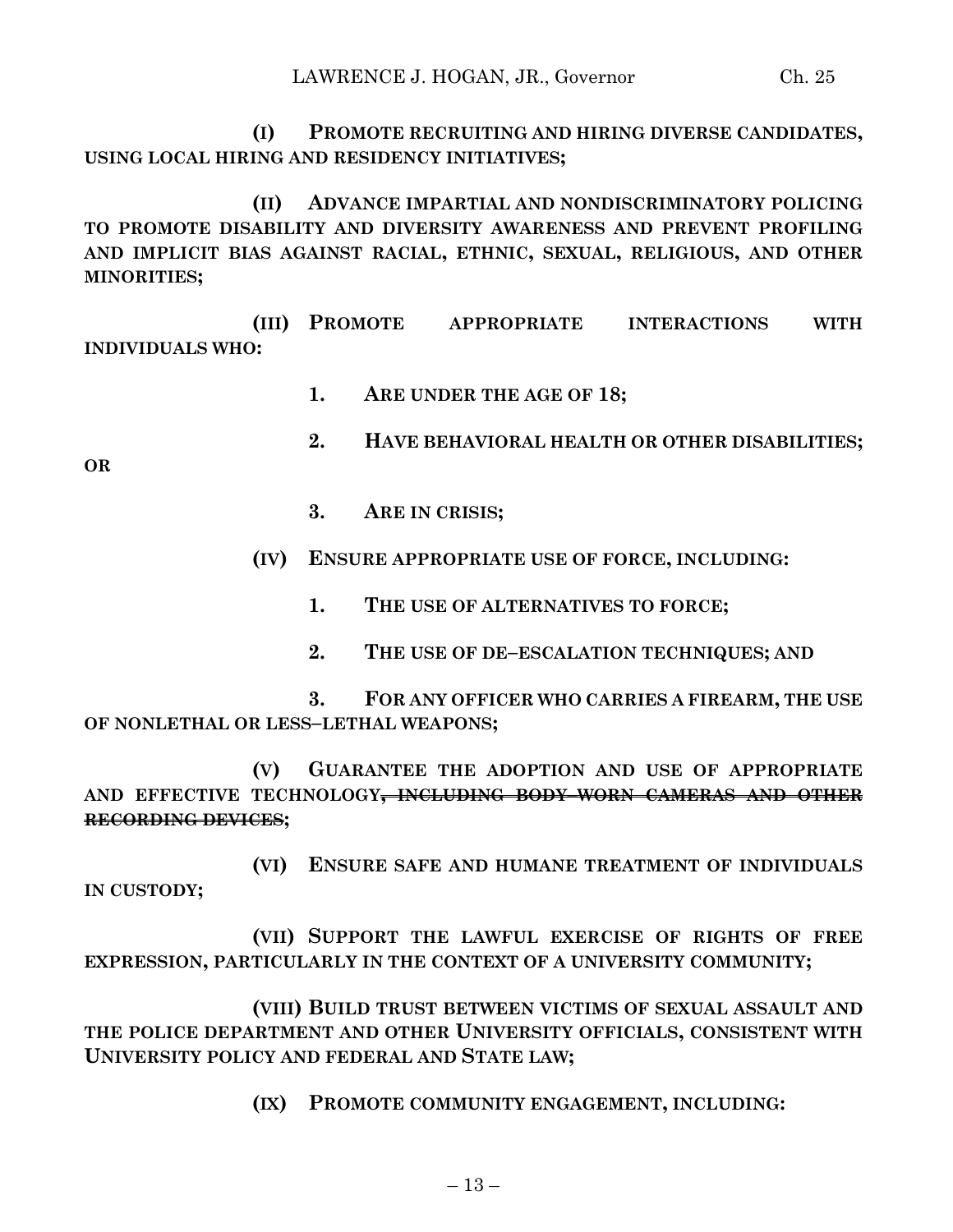**(I) PROMOTE RECRUITING AND HIRING DIVERSE CANDIDATES, USING LOCAL HIRING AND RESIDENCY INITIATIVES;**

**(II) ADVANCE IMPARTIAL AND NONDISCRIMINATORY POLICING TO PROMOTE DISABILITY AND DIVERSITY AWARENESS AND PREVENT PROFILING AND IMPLICIT BIAS AGAINST RACIAL, ETHNIC, SEXUAL, RELIGIOUS, AND OTHER MINORITIES;**

**(III) PROMOTE APPROPRIATE INTERACTIONS WITH INDIVIDUALS WHO:**

**1. ARE UNDER THE AGE OF 18;**

**2. HAVE BEHAVIORAL HEALTH OR OTHER DISABILITIES; OR**

**3. ARE IN CRISIS;**

**(IV) ENSURE APPROPRIATE USE OF FORCE, INCLUDING:**

**1. THE USE OF ALTERNATIVES TO FORCE;**

**2. THE USE OF DE–ESCALATION TECHNIQUES; AND**

**3. FOR ANY OFFICER WHO CARRIES A FIREARM, THE USE OF NONLETHAL OR LESS–LETHAL WEAPONS;**

**(V) GUARANTEE THE ADOPTION AND USE OF APPROPRIATE AND EFFECTIVE TECHNOLOGY~~, INCLUDING BODY–WORN CAMERAS AND OTHER RECORDING DEVICES~~;**

**(VI) ENSURE SAFE AND HUMANE TREATMENT OF INDIVIDUALS IN CUSTODY;**

**(VII) SUPPORT THE LAWFUL EXERCISE OF RIGHTS OF FREE EXPRESSION, PARTICULARLY IN THE CONTEXT OF A UNIVERSITY COMMUNITY;**

**(VIII) BUILD TRUST BETWEEN VICTIMS OF SEXUAL ASSAULT AND THE POLICE DEPARTMENT AND OTHER UNIVERSITY OFFICIALS, CONSISTENT WITH UNIVERSITY POLICY AND FEDERAL AND STATE LAW;**

**(IX) PROMOTE COMMUNITY ENGAGEMENT, INCLUDING:**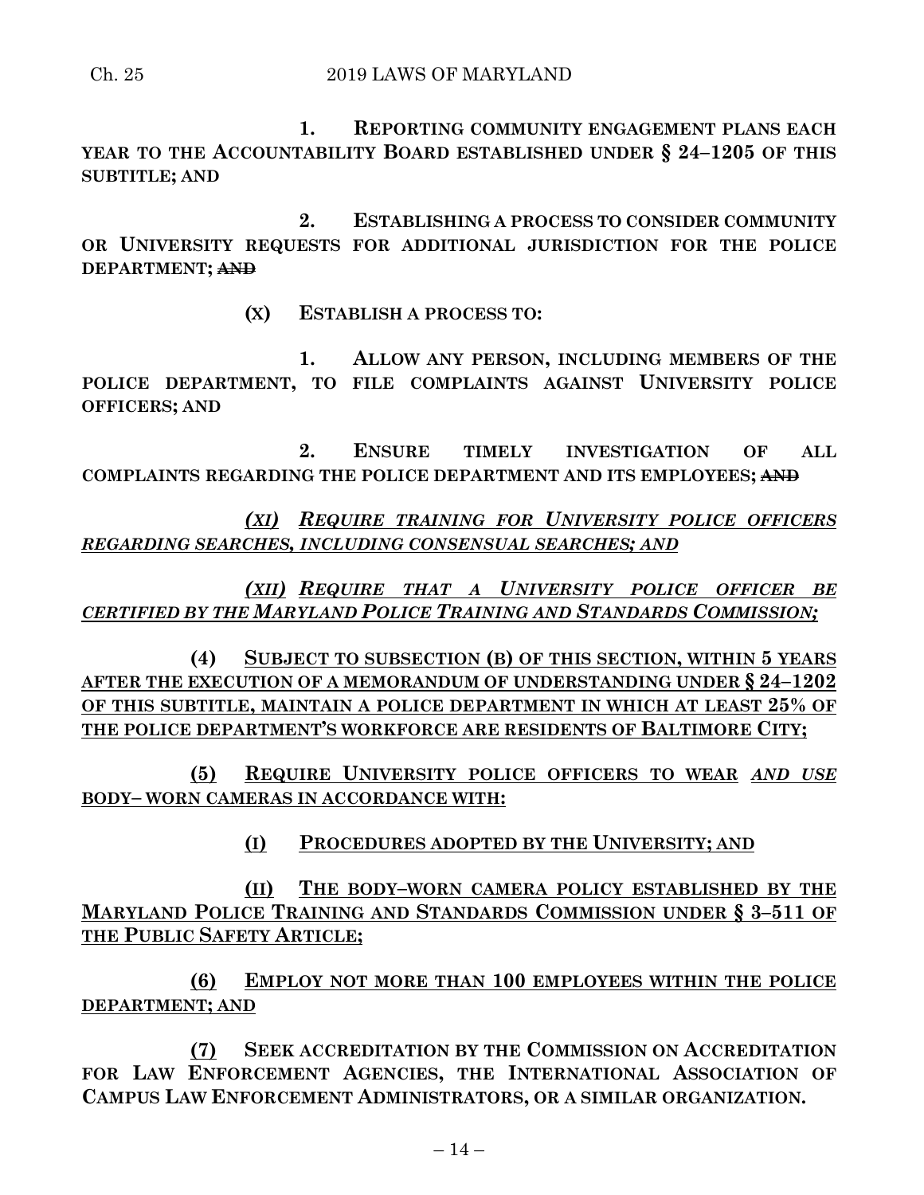1. **REPORTING COMMUNITY ENGAGEMENT PLANS EACH YEAR TO THE ACCOUNTABILITY BOARD ESTABLISHED UNDER § 24–1205 OF THIS SUBTITLE; AND**

2. **ESTABLISHING A PROCESS TO CONSIDER COMMUNITY OR UNIVERSITY REQUESTS FOR ADDITIONAL JURISDICTION FOR THE POLICE DEPARTMENT;** ~~**AND**~~

**(X) ESTABLISH A PROCESS TO:**

1. **ALLOW ANY PERSON, INCLUDING MEMBERS OF THE POLICE DEPARTMENT, TO FILE COMPLAINTS AGAINST UNIVERSITY POLICE OFFICERS; AND**

2. **ENSURE TIMELY INVESTIGATION OF ALL COMPLAINTS REGARDING THE POLICE DEPARTMENT AND ITS EMPLOYEES;** ~~**AND**~~

***(XI) REQUIRE TRAINING FOR UNIVERSITY POLICE OFFICERS REGARDING SEARCHES, INCLUDING CONSENSUAL SEARCHES; AND***

***(XII) REQUIRE THAT A UNIVERSITY POLICE OFFICER BE CERTIFIED BY THE MARYLAND POLICE TRAINING AND STANDARDS COMMISSION;***

**(4) SUBJECT TO SUBSECTION (B) OF THIS SECTION, WITHIN 5 YEARS AFTER THE EXECUTION OF A MEMORANDUM OF UNDERSTANDING UNDER § 24–1202 OF THIS SUBTITLE, MAINTAIN A POLICE DEPARTMENT IN WHICH AT LEAST 25% OF THE POLICE DEPARTMENT'S WORKFORCE ARE RESIDENTS OF BALTIMORE CITY;**

**(5) REQUIRE UNIVERSITY POLICE OFFICERS TO WEAR** ***AND USE*** **BODY– WORN CAMERAS IN ACCORDANCE WITH:**

**(I) PROCEDURES ADOPTED BY THE UNIVERSITY; AND**

**(II) THE BODY–WORN CAMERA POLICY ESTABLISHED BY THE MARYLAND POLICE TRAINING AND STANDARDS COMMISSION UNDER § 3–511 OF THE PUBLIC SAFETY ARTICLE;**

**(6) EMPLOY NOT MORE THAN 100 EMPLOYEES WITHIN THE POLICE DEPARTMENT; AND**

**(7) SEEK ACCREDITATION BY THE COMMISSION ON ACCREDITATION FOR LAW ENFORCEMENT AGENCIES, THE INTERNATIONAL ASSOCIATION OF CAMPUS LAW ENFORCEMENT ADMINISTRATORS, OR A SIMILAR ORGANIZATION.**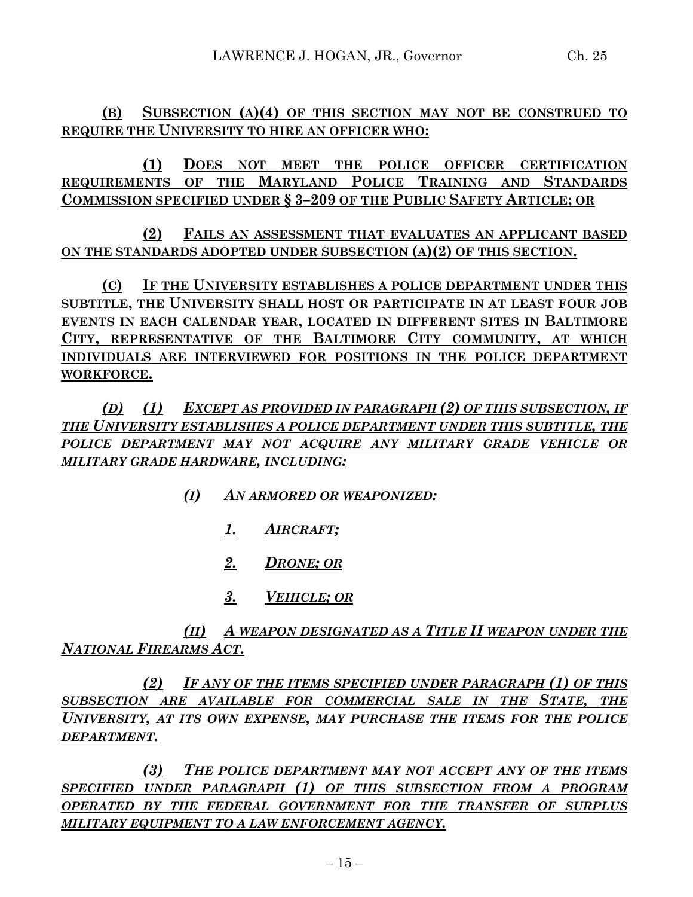**(B) SUBSECTION (A)(4) OF THIS SECTION MAY NOT BE CONSTRUED TO REQUIRE THE UNIVERSITY TO HIRE AN OFFICER WHO:**

**(1) DOES NOT MEET THE POLICE OFFICER CERTIFICATION REQUIREMENTS OF THE MARYLAND POLICE TRAINING AND STANDARDS COMMISSION SPECIFIED UNDER § 3–209 OF THE PUBLIC SAFETY ARTICLE; OR**

**(2) FAILS AN ASSESSMENT THAT EVALUATES AN APPLICANT BASED ON THE STANDARDS ADOPTED UNDER SUBSECTION (A)(2) OF THIS SECTION.**

**(C) IF THE UNIVERSITY ESTABLISHES A POLICE DEPARTMENT UNDER THIS SUBTITLE, THE UNIVERSITY SHALL HOST OR PARTICIPATE IN AT LEAST FOUR JOB EVENTS IN EACH CALENDAR YEAR, LOCATED IN DIFFERENT SITES IN BALTIMORE CITY, REPRESENTATIVE OF THE BALTIMORE CITY COMMUNITY, AT WHICH INDIVIDUALS ARE INTERVIEWED FOR POSITIONS IN THE POLICE DEPARTMENT WORKFORCE.**

***(D) (1) EXCEPT AS PROVIDED IN PARAGRAPH (2) OF THIS SUBSECTION, IF THE UNIVERSITY ESTABLISHES A POLICE DEPARTMENT UNDER THIS SUBTITLE, THE POLICE DEPARTMENT MAY NOT ACQUIRE ANY MILITARY GRADE VEHICLE OR MILITARY GRADE HARDWARE, INCLUDING:***

***(I) AN ARMORED OR WEAPONIZED:***

***1. AIRCRAFT;***

***2. DRONE; OR***

***3. VEHICLE; OR***

***(II) A WEAPON DESIGNATED AS A TITLE II WEAPON UNDER THE NATIONAL FIREARMS ACT.***

***(2) IF ANY OF THE ITEMS SPECIFIED UNDER PARAGRAPH (1) OF THIS SUBSECTION ARE AVAILABLE FOR COMMERCIAL SALE IN THE STATE, THE UNIVERSITY, AT ITS OWN EXPENSE, MAY PURCHASE THE ITEMS FOR THE POLICE DEPARTMENT.***

***(3) THE POLICE DEPARTMENT MAY NOT ACCEPT ANY OF THE ITEMS SPECIFIED UNDER PARAGRAPH (1) OF THIS SUBSECTION FROM A PROGRAM OPERATED BY THE FEDERAL GOVERNMENT FOR THE TRANSFER OF SURPLUS MILITARY EQUIPMENT TO A LAW ENFORCEMENT AGENCY.***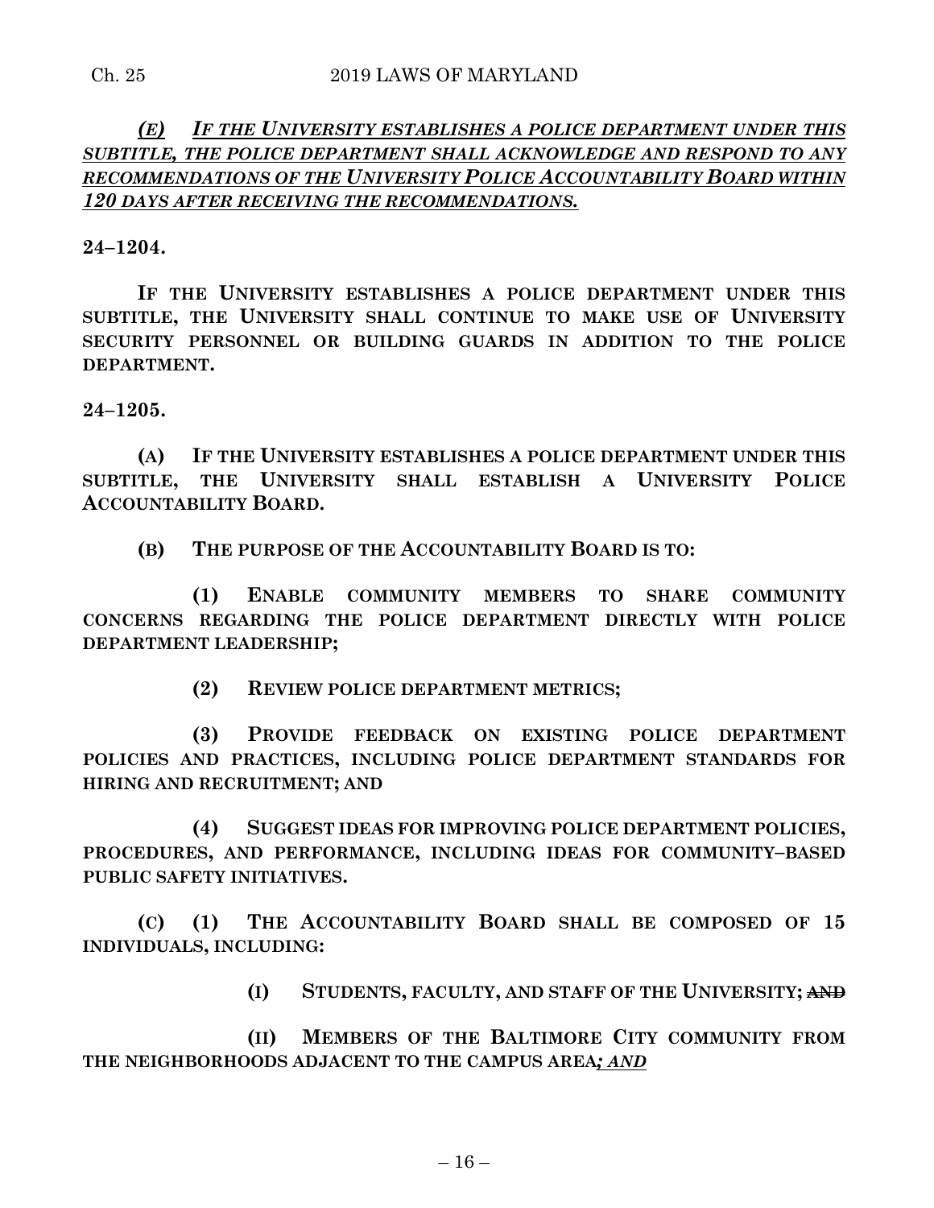*(E)* ***IF THE UNIVERSITY ESTABLISHES A POLICE DEPARTMENT UNDER THIS SUBTITLE, THE POLICE DEPARTMENT SHALL ACKNOWLEDGE AND RESPOND TO ANY RECOMMENDATIONS OF THE UNIVERSITY POLICE ACCOUNTABILITY BOARD WITHIN 120 DAYS AFTER RECEIVING THE RECOMMENDATIONS.***

**24–1204.**

**IF THE UNIVERSITY ESTABLISHES A POLICE DEPARTMENT UNDER THIS SUBTITLE, THE UNIVERSITY SHALL CONTINUE TO MAKE USE OF UNIVERSITY SECURITY PERSONNEL OR BUILDING GUARDS IN ADDITION TO THE POLICE DEPARTMENT.**

**24–1205.**

**(A) IF THE UNIVERSITY ESTABLISHES A POLICE DEPARTMENT UNDER THIS SUBTITLE, THE UNIVERSITY SHALL ESTABLISH A UNIVERSITY POLICE ACCOUNTABILITY BOARD.**

**(B) THE PURPOSE OF THE ACCOUNTABILITY BOARD IS TO:**

**(1) ENABLE COMMUNITY MEMBERS TO SHARE COMMUNITY CONCERNS REGARDING THE POLICE DEPARTMENT DIRECTLY WITH POLICE DEPARTMENT LEADERSHIP;**

**(2) REVIEW POLICE DEPARTMENT METRICS;**

**(3) PROVIDE FEEDBACK ON EXISTING POLICE DEPARTMENT POLICIES AND PRACTICES, INCLUDING POLICE DEPARTMENT STANDARDS FOR HIRING AND RECRUITMENT; AND**

**(4) SUGGEST IDEAS FOR IMPROVING POLICE DEPARTMENT POLICIES, PROCEDURES, AND PERFORMANCE, INCLUDING IDEAS FOR COMMUNITY–BASED PUBLIC SAFETY INITIATIVES.**

**(C) (1) THE ACCOUNTABILITY BOARD SHALL BE COMPOSED OF 15 INDIVIDUALS, INCLUDING:**

**(I) STUDENTS, FACULTY, AND STAFF OF THE UNIVERSITY;** ~~**AND**~~

**(II) MEMBERS OF THE BALTIMORE CITY COMMUNITY FROM THE NEIGHBORHOODS ADJACENT TO THE CAMPUS AREA*; AND***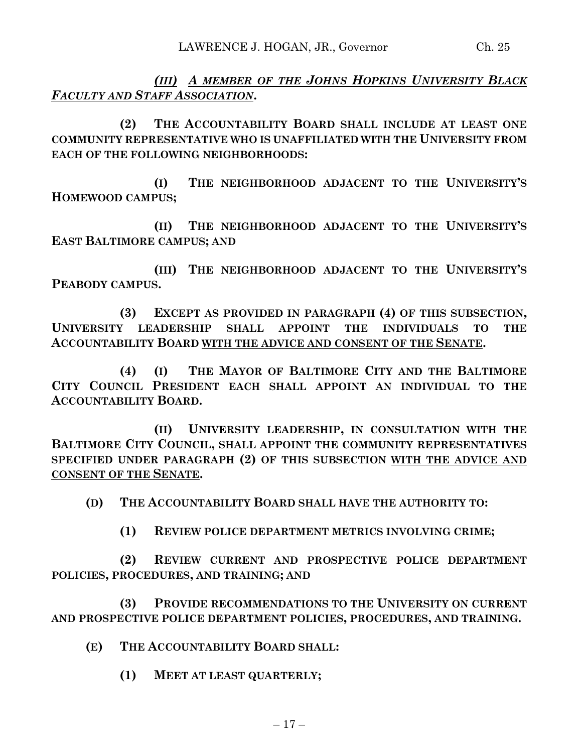*(III)* ***A MEMBER OF THE JOHNS HOPKINS UNIVERSITY BLACK FACULTY AND STAFF ASSOCIATION.***

**(2) THE ACCOUNTABILITY BOARD SHALL INCLUDE AT LEAST ONE COMMUNITY REPRESENTATIVE WHO IS UNAFFILIATED WITH THE UNIVERSITY FROM EACH OF THE FOLLOWING NEIGHBORHOODS:**

**(I) THE NEIGHBORHOOD ADJACENT TO THE UNIVERSITY'S HOMEWOOD CAMPUS;**

**(II) THE NEIGHBORHOOD ADJACENT TO THE UNIVERSITY'S EAST BALTIMORE CAMPUS; AND**

**(III) THE NEIGHBORHOOD ADJACENT TO THE UNIVERSITY'S PEABODY CAMPUS.**

**(3) EXCEPT AS PROVIDED IN PARAGRAPH (4) OF THIS SUBSECTION, UNIVERSITY LEADERSHIP SHALL APPOINT THE INDIVIDUALS TO THE ACCOUNTABILITY BOARD WITH THE ADVICE AND CONSENT OF THE SENATE.**

**(4) (I) THE MAYOR OF BALTIMORE CITY AND THE BALTIMORE CITY COUNCIL PRESIDENT EACH SHALL APPOINT AN INDIVIDUAL TO THE ACCOUNTABILITY BOARD.**

**(II) UNIVERSITY LEADERSHIP, IN CONSULTATION WITH THE BALTIMORE CITY COUNCIL, SHALL APPOINT THE COMMUNITY REPRESENTATIVES SPECIFIED UNDER PARAGRAPH (2) OF THIS SUBSECTION WITH THE ADVICE AND CONSENT OF THE SENATE.**

**(D) THE ACCOUNTABILITY BOARD SHALL HAVE THE AUTHORITY TO:**

**(1) REVIEW POLICE DEPARTMENT METRICS INVOLVING CRIME;**

**(2) REVIEW CURRENT AND PROSPECTIVE POLICE DEPARTMENT POLICIES, PROCEDURES, AND TRAINING; AND**

**(3) PROVIDE RECOMMENDATIONS TO THE UNIVERSITY ON CURRENT AND PROSPECTIVE POLICE DEPARTMENT POLICIES, PROCEDURES, AND TRAINING.**

**(E) THE ACCOUNTABILITY BOARD SHALL:**

**(1) MEET AT LEAST QUARTERLY;**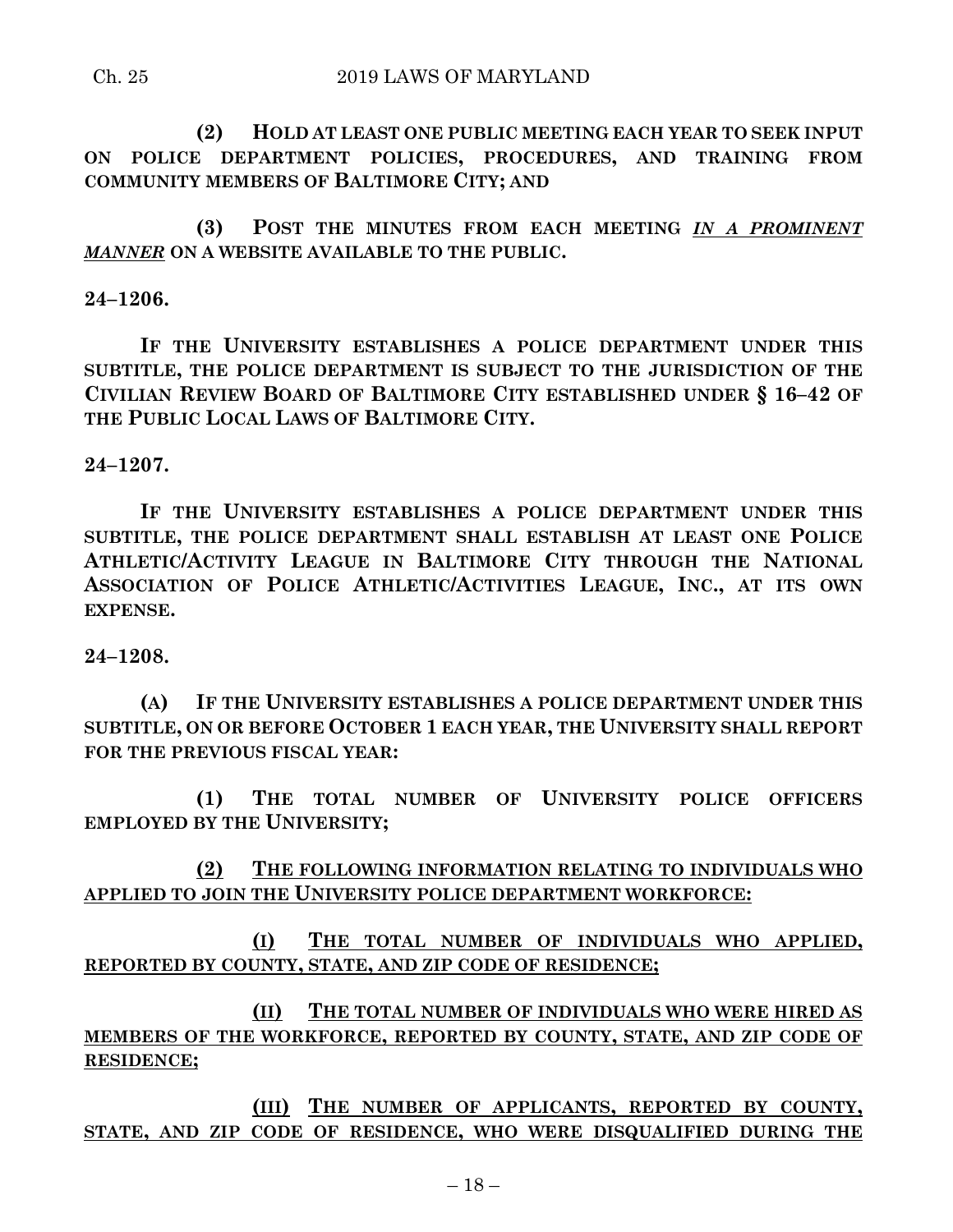**(2) HOLD AT LEAST ONE PUBLIC MEETING EACH YEAR TO SEEK INPUT ON POLICE DEPARTMENT POLICIES, PROCEDURES, AND TRAINING FROM COMMUNITY MEMBERS OF BALTIMORE CITY; AND**

**(3) POST THE MINUTES FROM EACH MEETING *IN A PROMINENT MANNER* ON A WEBSITE AVAILABLE TO THE PUBLIC.**

**24–1206.**

**IF THE UNIVERSITY ESTABLISHES A POLICE DEPARTMENT UNDER THIS SUBTITLE, THE POLICE DEPARTMENT IS SUBJECT TO THE JURISDICTION OF THE CIVILIAN REVIEW BOARD OF BALTIMORE CITY ESTABLISHED UNDER § 16–42 OF THE PUBLIC LOCAL LAWS OF BALTIMORE CITY.**

**24–1207.**

**IF THE UNIVERSITY ESTABLISHES A POLICE DEPARTMENT UNDER THIS SUBTITLE, THE POLICE DEPARTMENT SHALL ESTABLISH AT LEAST ONE POLICE ATHLETIC/ACTIVITY LEAGUE IN BALTIMORE CITY THROUGH THE NATIONAL ASSOCIATION OF POLICE ATHLETIC/ACTIVITIES LEAGUE, INC., AT ITS OWN EXPENSE.**

**24–1208.**

**(A) IF THE UNIVERSITY ESTABLISHES A POLICE DEPARTMENT UNDER THIS SUBTITLE, ON OR BEFORE OCTOBER 1 EACH YEAR, THE UNIVERSITY SHALL REPORT FOR THE PREVIOUS FISCAL YEAR:**

**(1) THE TOTAL NUMBER OF UNIVERSITY POLICE OFFICERS EMPLOYED BY THE UNIVERSITY;**

**(2) THE FOLLOWING INFORMATION RELATING TO INDIVIDUALS WHO APPLIED TO JOIN THE UNIVERSITY POLICE DEPARTMENT WORKFORCE:**

**(I) THE TOTAL NUMBER OF INDIVIDUALS WHO APPLIED, REPORTED BY COUNTY, STATE, AND ZIP CODE OF RESIDENCE;**

**(II) THE TOTAL NUMBER OF INDIVIDUALS WHO WERE HIRED AS MEMBERS OF THE WORKFORCE, REPORTED BY COUNTY, STATE, AND ZIP CODE OF RESIDENCE;**

**(III) THE NUMBER OF APPLICANTS, REPORTED BY COUNTY, STATE, AND ZIP CODE OF RESIDENCE, WHO WERE DISQUALIFIED DURING THE**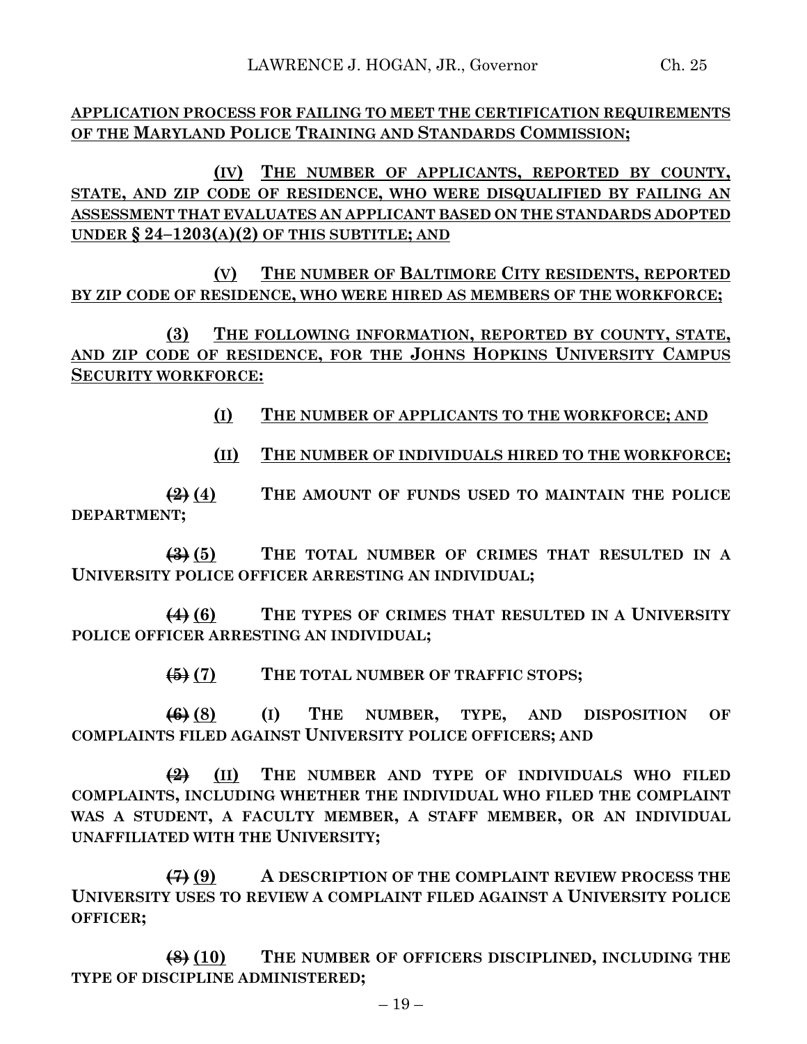**APPLICATION PROCESS FOR FAILING TO MEET THE CERTIFICATION REQUIREMENTS OF THE MARYLAND POLICE TRAINING AND STANDARDS COMMISSION;**

**(IV) THE NUMBER OF APPLICANTS, REPORTED BY COUNTY, STATE, AND ZIP CODE OF RESIDENCE, WHO WERE DISQUALIFIED BY FAILING AN ASSESSMENT THAT EVALUATES AN APPLICANT BASED ON THE STANDARDS ADOPTED UNDER § 24–1203(A)(2) OF THIS SUBTITLE; AND**

**(V) THE NUMBER OF BALTIMORE CITY RESIDENTS, REPORTED BY ZIP CODE OF RESIDENCE, WHO WERE HIRED AS MEMBERS OF THE WORKFORCE;**

**(3) THE FOLLOWING INFORMATION, REPORTED BY COUNTY, STATE, AND ZIP CODE OF RESIDENCE, FOR THE JOHNS HOPKINS UNIVERSITY CAMPUS SECURITY WORKFORCE:**

**(I) THE NUMBER OF APPLICANTS TO THE WORKFORCE; AND**

**(II) THE NUMBER OF INDIVIDUALS HIRED TO THE WORKFORCE;**

~~(2)~~ (4) **THE AMOUNT OF FUNDS USED TO MAINTAIN THE POLICE DEPARTMENT;**

~~(3)~~ (5) **THE TOTAL NUMBER OF CRIMES THAT RESULTED IN A UNIVERSITY POLICE OFFICER ARRESTING AN INDIVIDUAL;**

~~(4)~~ (6) **THE TYPES OF CRIMES THAT RESULTED IN A UNIVERSITY POLICE OFFICER ARRESTING AN INDIVIDUAL;**

~~(5)~~ (7) **THE TOTAL NUMBER OF TRAFFIC STOPS;**

~~(6)~~ (8) **(I) THE NUMBER, TYPE, AND DISPOSITION OF COMPLAINTS FILED AGAINST UNIVERSITY POLICE OFFICERS; AND**

~~(2)~~ (II) **THE NUMBER AND TYPE OF INDIVIDUALS WHO FILED COMPLAINTS, INCLUDING WHETHER THE INDIVIDUAL WHO FILED THE COMPLAINT WAS A STUDENT, A FACULTY MEMBER, A STAFF MEMBER, OR AN INDIVIDUAL UNAFFILIATED WITH THE UNIVERSITY;**

~~(7)~~ (9) **A DESCRIPTION OF THE COMPLAINT REVIEW PROCESS THE UNIVERSITY USES TO REVIEW A COMPLAINT FILED AGAINST A UNIVERSITY POLICE OFFICER;**

~~(8)~~ (10) **THE NUMBER OF OFFICERS DISCIPLINED, INCLUDING THE TYPE OF DISCIPLINE ADMINISTERED;**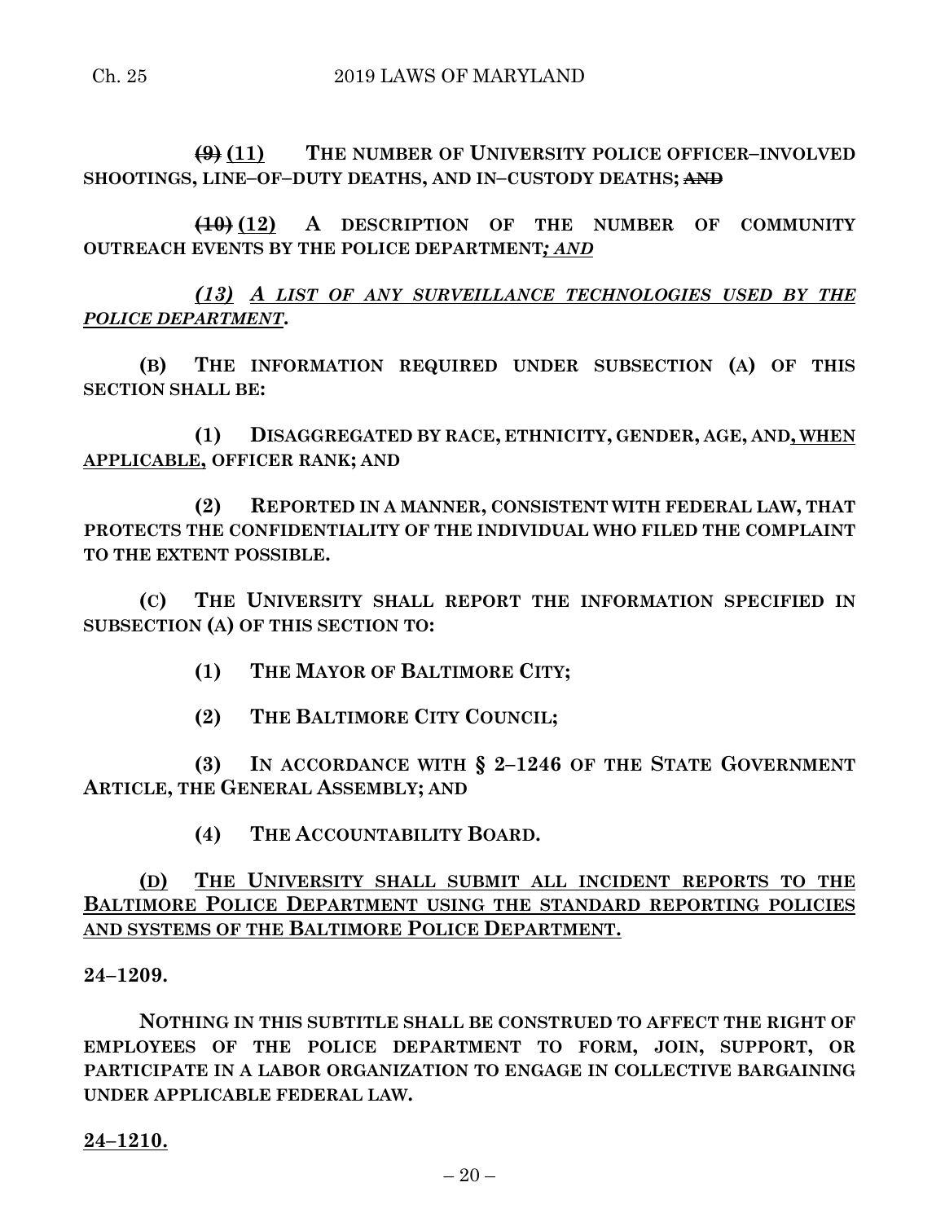**~~(9)~~ <u>(11)</u> THE NUMBER OF UNIVERSITY POLICE OFFICER–INVOLVED SHOOTINGS, LINE–OF–DUTY DEATHS, AND IN–CUSTODY DEATHS; ~~AND~~**

**~~(10)~~ <u>(12)</u> A DESCRIPTION OF THE NUMBER OF COMMUNITY OUTREACH EVENTS BY THE POLICE DEPARTMENT*<u>; AND</u>***

***<u>(13) A LIST OF ANY SURVEILLANCE TECHNOLOGIES USED BY THE POLICE DEPARTMENT</u>*.**

**(B) THE INFORMATION REQUIRED UNDER SUBSECTION (A) OF THIS SECTION SHALL BE:**

**(1) DISAGGREGATED BY RACE, ETHNICITY, GENDER, AGE, AND<u>, WHEN APPLICABLE,</u> OFFICER RANK; AND**

**(2) REPORTED IN A MANNER, CONSISTENT WITH FEDERAL LAW, THAT PROTECTS THE CONFIDENTIALITY OF THE INDIVIDUAL WHO FILED THE COMPLAINT TO THE EXTENT POSSIBLE.**

**(C) THE UNIVERSITY SHALL REPORT THE INFORMATION SPECIFIED IN SUBSECTION (A) OF THIS SECTION TO:**

**(1) THE MAYOR OF BALTIMORE CITY;**

**(2) THE BALTIMORE CITY COUNCIL;**

**(3) IN ACCORDANCE WITH § 2–1246 OF THE STATE GOVERNMENT ARTICLE, THE GENERAL ASSEMBLY; AND**

**(4) THE ACCOUNTABILITY BOARD.**

**<u>(D) THE UNIVERSITY SHALL SUBMIT ALL INCIDENT REPORTS TO THE BALTIMORE POLICE DEPARTMENT USING THE STANDARD REPORTING POLICIES AND SYSTEMS OF THE BALTIMORE POLICE DEPARTMENT.</u>**

**24–1209.**

**NOTHING IN THIS SUBTITLE SHALL BE CONSTRUED TO AFFECT THE RIGHT OF EMPLOYEES OF THE POLICE DEPARTMENT TO FORM, JOIN, SUPPORT, OR PARTICIPATE IN A LABOR ORGANIZATION TO ENGAGE IN COLLECTIVE BARGAINING UNDER APPLICABLE FEDERAL LAW.**

**<u>24–1210.</u>**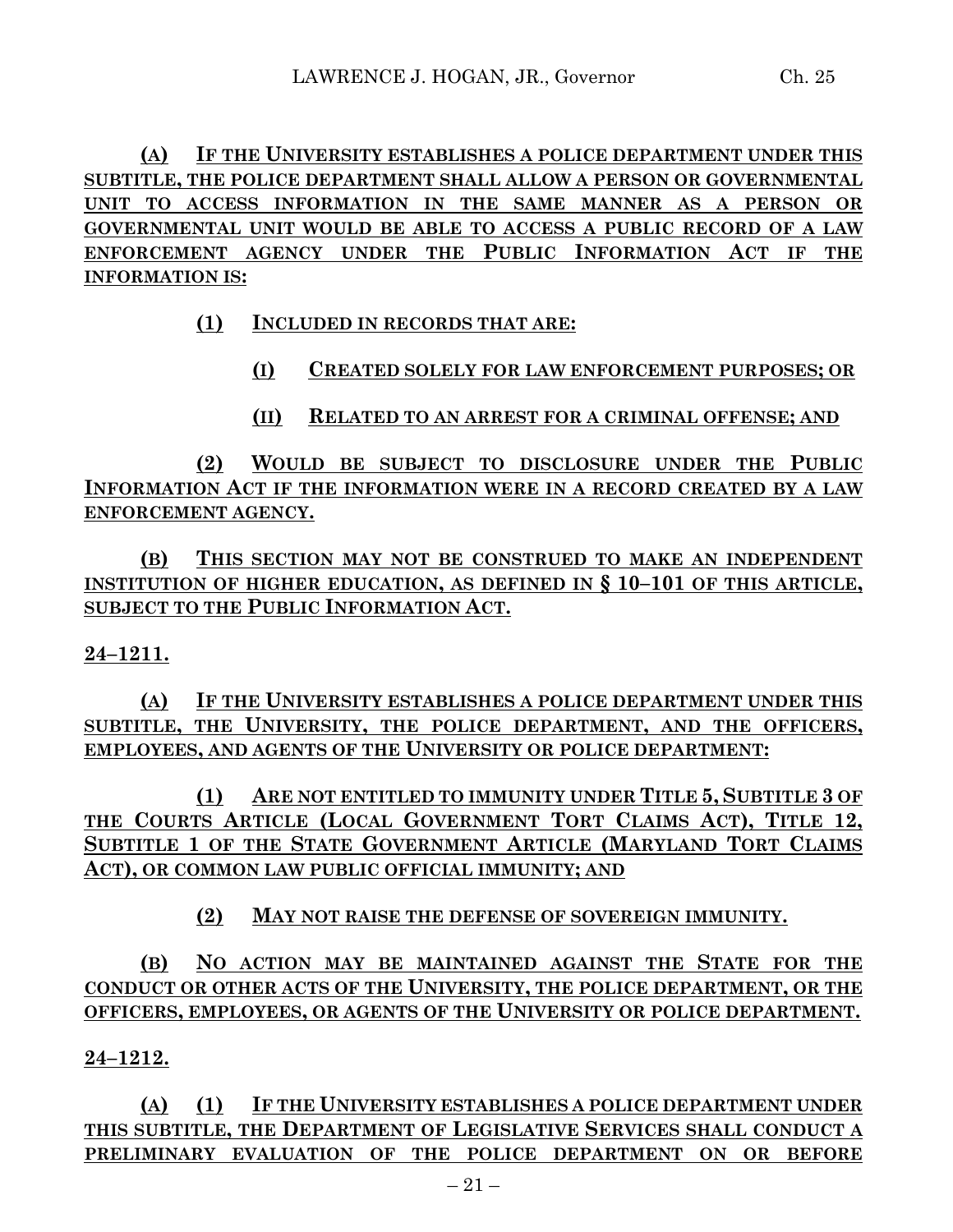**(A) IF THE UNIVERSITY ESTABLISHES A POLICE DEPARTMENT UNDER THIS SUBTITLE, THE POLICE DEPARTMENT SHALL ALLOW A PERSON OR GOVERNMENTAL UNIT TO ACCESS INFORMATION IN THE SAME MANNER AS A PERSON OR GOVERNMENTAL UNIT WOULD BE ABLE TO ACCESS A PUBLIC RECORD OF A LAW ENFORCEMENT AGENCY UNDER THE PUBLIC INFORMATION ACT IF THE INFORMATION IS:**

**(1) INCLUDED IN RECORDS THAT ARE:**

**(I) CREATED SOLELY FOR LAW ENFORCEMENT PURPOSES; OR**

**(II) RELATED TO AN ARREST FOR A CRIMINAL OFFENSE; AND**

**(2) WOULD BE SUBJECT TO DISCLOSURE UNDER THE PUBLIC INFORMATION ACT IF THE INFORMATION WERE IN A RECORD CREATED BY A LAW ENFORCEMENT AGENCY.**

**(B) THIS SECTION MAY NOT BE CONSTRUED TO MAKE AN INDEPENDENT INSTITUTION OF HIGHER EDUCATION, AS DEFINED IN § 10–101 OF THIS ARTICLE, SUBJECT TO THE PUBLIC INFORMATION ACT.**

**24–1211.**

**(A) IF THE UNIVERSITY ESTABLISHES A POLICE DEPARTMENT UNDER THIS SUBTITLE, THE UNIVERSITY, THE POLICE DEPARTMENT, AND THE OFFICERS, EMPLOYEES, AND AGENTS OF THE UNIVERSITY OR POLICE DEPARTMENT:**

**(1) ARE NOT ENTITLED TO IMMUNITY UNDER TITLE 5, SUBTITLE 3 OF THE COURTS ARTICLE (LOCAL GOVERNMENT TORT CLAIMS ACT), TITLE 12, SUBTITLE 1 OF THE STATE GOVERNMENT ARTICLE (MARYLAND TORT CLAIMS ACT), OR COMMON LAW PUBLIC OFFICIAL IMMUNITY; AND**

**(2) MAY NOT RAISE THE DEFENSE OF SOVEREIGN IMMUNITY.**

**(B) NO ACTION MAY BE MAINTAINED AGAINST THE STATE FOR THE CONDUCT OR OTHER ACTS OF THE UNIVERSITY, THE POLICE DEPARTMENT, OR THE OFFICERS, EMPLOYEES, OR AGENTS OF THE UNIVERSITY OR POLICE DEPARTMENT.**

**24–1212.**

**(A) (1) IF THE UNIVERSITY ESTABLISHES A POLICE DEPARTMENT UNDER THIS SUBTITLE, THE DEPARTMENT OF LEGISLATIVE SERVICES SHALL CONDUCT A PRELIMINARY EVALUATION OF THE POLICE DEPARTMENT ON OR BEFORE**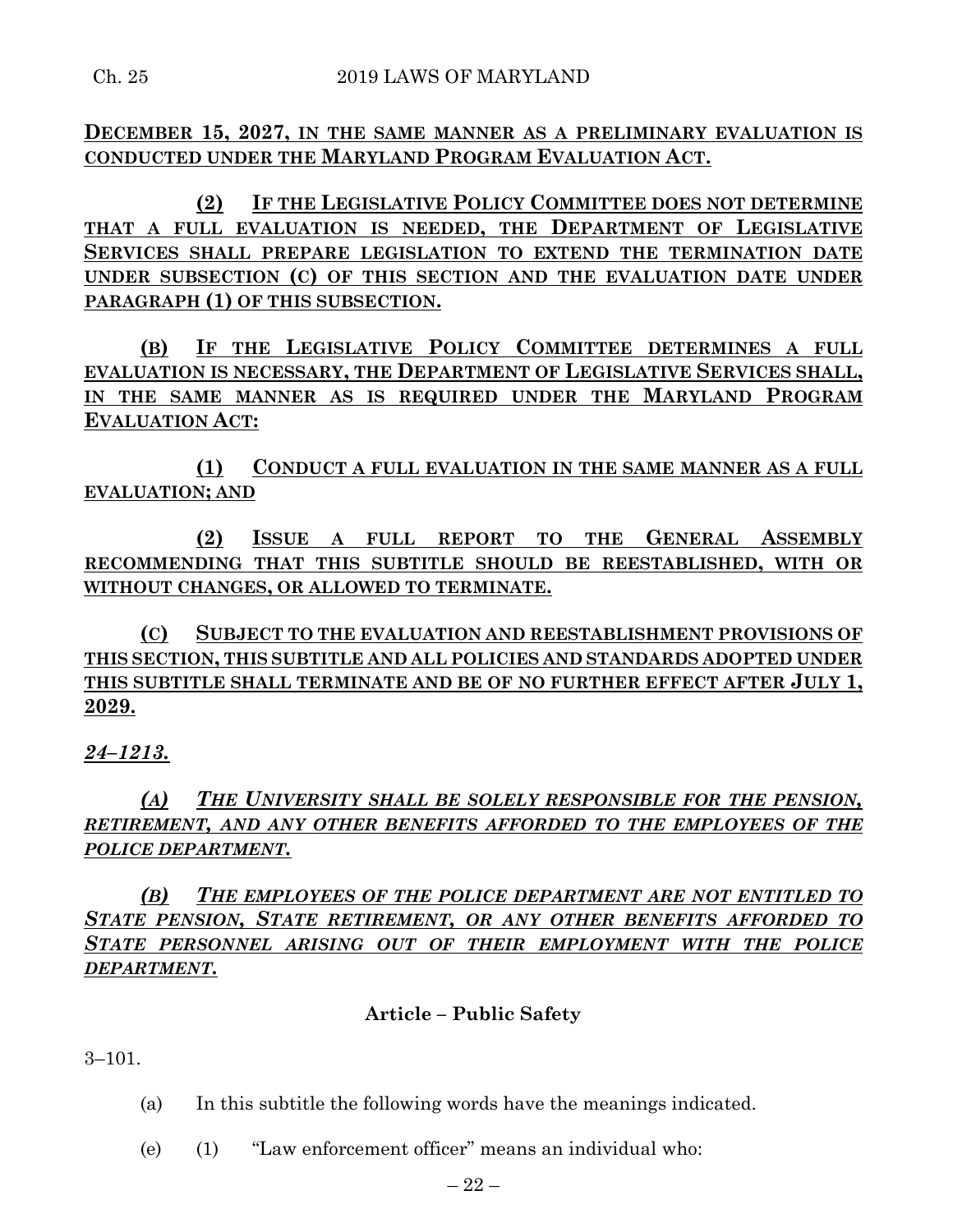**<u>DECEMBER 15, 2027, IN THE SAME MANNER AS A PRELIMINARY EVALUATION IS CONDUCTED UNDER THE MARYLAND PROGRAM EVALUATION ACT.</u>**

**<u>(2) IF THE LEGISLATIVE POLICY COMMITTEE DOES NOT DETERMINE THAT A FULL EVALUATION IS NEEDED, THE DEPARTMENT OF LEGISLATIVE SERVICES SHALL PREPARE LEGISLATION TO EXTEND THE TERMINATION DATE UNDER SUBSECTION (C) OF THIS SECTION AND THE EVALUATION DATE UNDER PARAGRAPH (1) OF THIS SUBSECTION.</u>**

**<u>(B) IF THE LEGISLATIVE POLICY COMMITTEE DETERMINES A FULL EVALUATION IS NECESSARY, THE DEPARTMENT OF LEGISLATIVE SERVICES SHALL, IN THE SAME MANNER AS IS REQUIRED UNDER THE MARYLAND PROGRAM EVALUATION ACT:</u>**

**<u>(1) CONDUCT A FULL EVALUATION IN THE SAME MANNER AS A FULL EVALUATION; AND</u>**

**<u>(2) ISSUE A FULL REPORT TO THE GENERAL ASSEMBLY RECOMMENDING THAT THIS SUBTITLE SHOULD BE REESTABLISHED, WITH OR WITHOUT CHANGES, OR ALLOWED TO TERMINATE.</u>**

**<u>(C) SUBJECT TO THE EVALUATION AND REESTABLISHMENT PROVISIONS OF THIS SECTION, THIS SUBTITLE AND ALL POLICIES AND STANDARDS ADOPTED UNDER THIS SUBTITLE SHALL TERMINATE AND BE OF NO FURTHER EFFECT AFTER JULY 1, 2029.</u>**

***<u>24–1213.</u>***

***<u>(A) THE UNIVERSITY SHALL BE SOLELY RESPONSIBLE FOR THE PENSION, RETIREMENT, AND ANY OTHER BENEFITS AFFORDED TO THE EMPLOYEES OF THE POLICE DEPARTMENT.</u>***

***<u>(B) THE EMPLOYEES OF THE POLICE DEPARTMENT ARE NOT ENTITLED TO STATE PENSION, STATE RETIREMENT, OR ANY OTHER BENEFITS AFFORDED TO STATE PERSONNEL ARISING OUT OF THEIR EMPLOYMENT WITH THE POLICE DEPARTMENT.</u>***

**Article – Public Safety**

3–101.

(a) In this subtitle the following words have the meanings indicated.

(e) (1) "Law enforcement officer" means an individual who: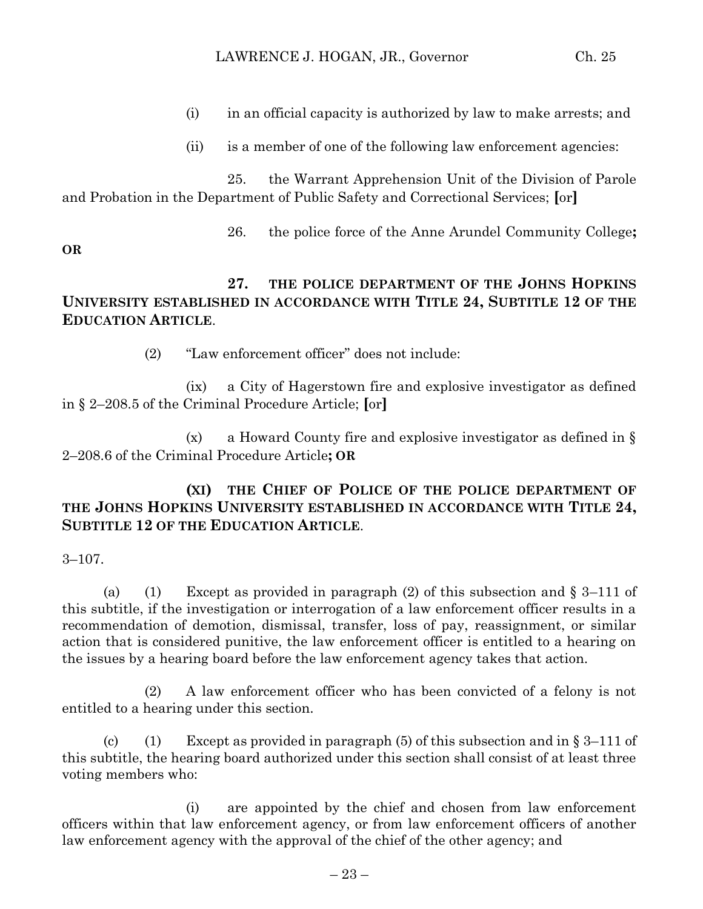(i) in an official capacity is authorized by law to make arrests; and

(ii) is a member of one of the following law enforcement agencies:

25. the Warrant Apprehension Unit of the Division of Parole and Probation in the Department of Public Safety and Correctional Services; [or]

26. the police force of the Anne Arundel Community College**; OR**

**27. THE POLICE DEPARTMENT OF THE JOHNS HOPKINS UNIVERSITY ESTABLISHED IN ACCORDANCE WITH TITLE 24, SUBTITLE 12 OF THE EDUCATION ARTICLE**.

(2) "Law enforcement officer" does not include:

(ix) a City of Hagerstown fire and explosive investigator as defined in § 2–208.5 of the Criminal Procedure Article; [or]

(x) a Howard County fire and explosive investigator as defined in § 2–208.6 of the Criminal Procedure Article**; OR**

**(XI) THE CHIEF OF POLICE OF THE POLICE DEPARTMENT OF THE JOHNS HOPKINS UNIVERSITY ESTABLISHED IN ACCORDANCE WITH TITLE 24, SUBTITLE 12 OF THE EDUCATION ARTICLE**.

3–107.

(a) (1) Except as provided in paragraph (2) of this subsection and § 3–111 of this subtitle, if the investigation or interrogation of a law enforcement officer results in a recommendation of demotion, dismissal, transfer, loss of pay, reassignment, or similar action that is considered punitive, the law enforcement officer is entitled to a hearing on the issues by a hearing board before the law enforcement agency takes that action.

(2) A law enforcement officer who has been convicted of a felony is not entitled to a hearing under this section.

(c) (1) Except as provided in paragraph (5) of this subsection and in § 3–111 of this subtitle, the hearing board authorized under this section shall consist of at least three voting members who:

(i) are appointed by the chief and chosen from law enforcement officers within that law enforcement agency, or from law enforcement officers of another law enforcement agency with the approval of the chief of the other agency; and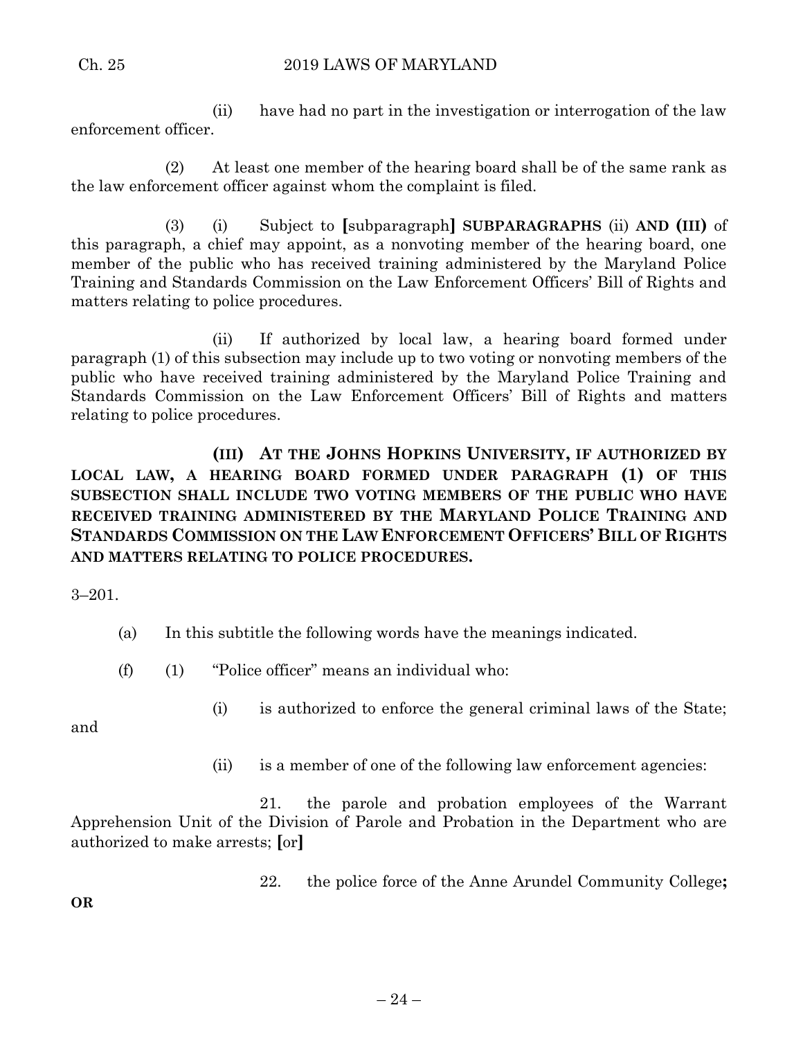(ii) have had no part in the investigation or interrogation of the law enforcement officer.

(2) At least one member of the hearing board shall be of the same rank as the law enforcement officer against whom the complaint is filed.

(3) (i) Subject to **[**subparagraph**]** **SUBPARAGRAPHS** (ii) **AND (III)** of this paragraph, a chief may appoint, as a nonvoting member of the hearing board, one member of the public who has received training administered by the Maryland Police Training and Standards Commission on the Law Enforcement Officers' Bill of Rights and matters relating to police procedures.

(ii) If authorized by local law, a hearing board formed under paragraph (1) of this subsection may include up to two voting or nonvoting members of the public who have received training administered by the Maryland Police Training and Standards Commission on the Law Enforcement Officers' Bill of Rights and matters relating to police procedures.

**(III) AT THE JOHNS HOPKINS UNIVERSITY, IF AUTHORIZED BY LOCAL LAW, A HEARING BOARD FORMED UNDER PARAGRAPH (1) OF THIS SUBSECTION SHALL INCLUDE TWO VOTING MEMBERS OF THE PUBLIC WHO HAVE RECEIVED TRAINING ADMINISTERED BY THE MARYLAND POLICE TRAINING AND STANDARDS COMMISSION ON THE LAW ENFORCEMENT OFFICERS' BILL OF RIGHTS AND MATTERS RELATING TO POLICE PROCEDURES.**

3–201.

(a) In this subtitle the following words have the meanings indicated.

(f) (1) "Police officer" means an individual who:

(i) is authorized to enforce the general criminal laws of the State; and

(ii) is a member of one of the following law enforcement agencies:

21. the parole and probation employees of the Warrant Apprehension Unit of the Division of Parole and Probation in the Department who are authorized to make arrests; **[**or**]**

22. the police force of the Anne Arundel Community College**; OR**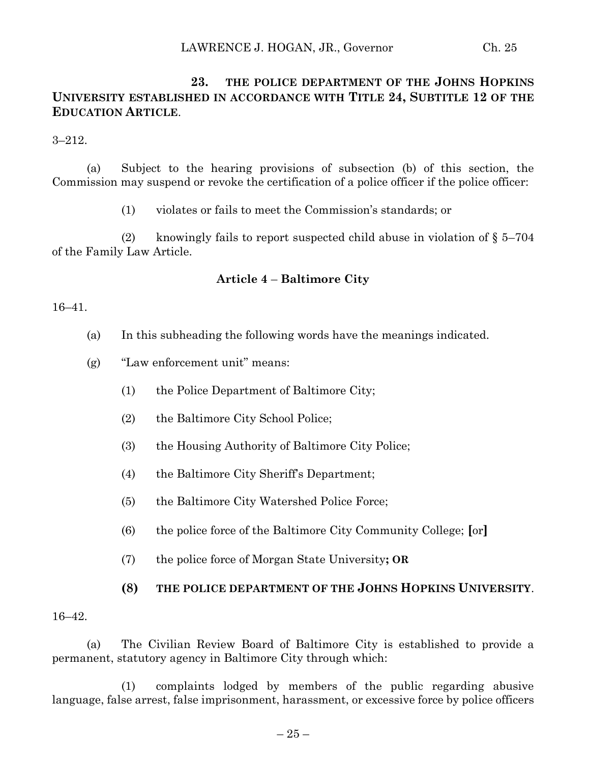**23. THE POLICE DEPARTMENT OF THE JOHNS HOPKINS UNIVERSITY ESTABLISHED IN ACCORDANCE WITH TITLE 24, SUBTITLE 12 OF THE EDUCATION ARTICLE**.

3–212.

(a) Subject to the hearing provisions of subsection (b) of this section, the Commission may suspend or revoke the certification of a police officer if the police officer:

(1) violates or fails to meet the Commission's standards; or

(2) knowingly fails to report suspected child abuse in violation of § 5–704 of the Family Law Article.

**Article 4 – Baltimore City**

16–41.

(a) In this subheading the following words have the meanings indicated.

(g) "Law enforcement unit" means:

(1) the Police Department of Baltimore City;

(2) the Baltimore City School Police;

(3) the Housing Authority of Baltimore City Police;

(4) the Baltimore City Sheriff's Department;

(5) the Baltimore City Watershed Police Force;

(6) the police force of the Baltimore City Community College; **[**or**]**

(7) the police force of Morgan State University**; OR**

**(8) THE POLICE DEPARTMENT OF THE JOHNS HOPKINS UNIVERSITY**.

16–42.

(a) The Civilian Review Board of Baltimore City is established to provide a permanent, statutory agency in Baltimore City through which:

(1) complaints lodged by members of the public regarding abusive language, false arrest, false imprisonment, harassment, or excessive force by police officers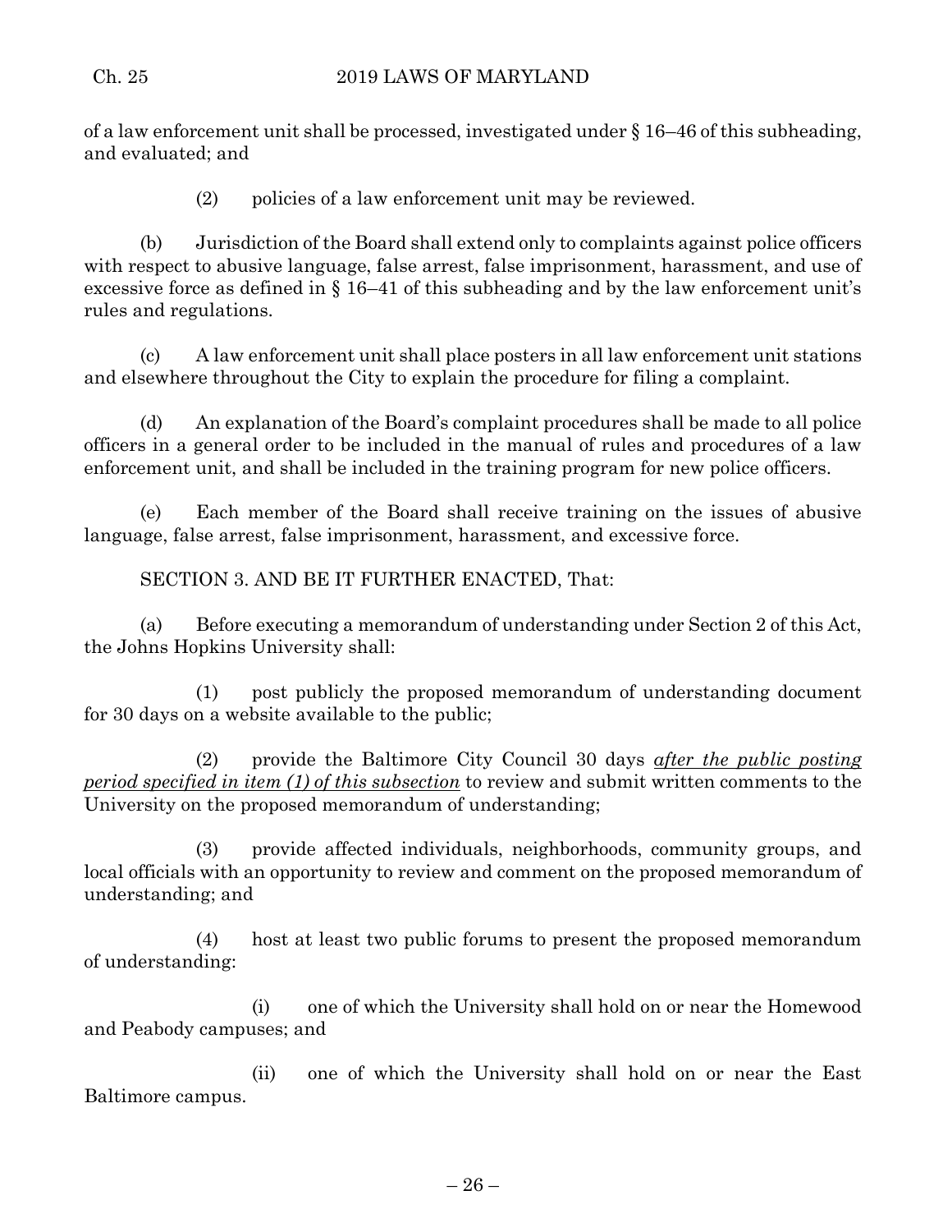of a law enforcement unit shall be processed, investigated under § 16–46 of this subheading, and evaluated; and

(2) policies of a law enforcement unit may be reviewed.

(b) Jurisdiction of the Board shall extend only to complaints against police officers with respect to abusive language, false arrest, false imprisonment, harassment, and use of excessive force as defined in § 16–41 of this subheading and by the law enforcement unit's rules and regulations.

(c) A law enforcement unit shall place posters in all law enforcement unit stations and elsewhere throughout the City to explain the procedure for filing a complaint.

(d) An explanation of the Board's complaint procedures shall be made to all police officers in a general order to be included in the manual of rules and procedures of a law enforcement unit, and shall be included in the training program for new police officers.

(e) Each member of the Board shall receive training on the issues of abusive language, false arrest, false imprisonment, harassment, and excessive force.

SECTION 3. AND BE IT FURTHER ENACTED, That:

(a) Before executing a memorandum of understanding under Section 2 of this Act, the Johns Hopkins University shall:

(1) post publicly the proposed memorandum of understanding document for 30 days on a website available to the public;

(2) provide the Baltimore City Council 30 days *after the public posting period specified in item (1) of this subsection* to review and submit written comments to the University on the proposed memorandum of understanding;

(3) provide affected individuals, neighborhoods, community groups, and local officials with an opportunity to review and comment on the proposed memorandum of understanding; and

(4) host at least two public forums to present the proposed memorandum of understanding:

(i) one of which the University shall hold on or near the Homewood and Peabody campuses; and

(ii) one of which the University shall hold on or near the East Baltimore campus.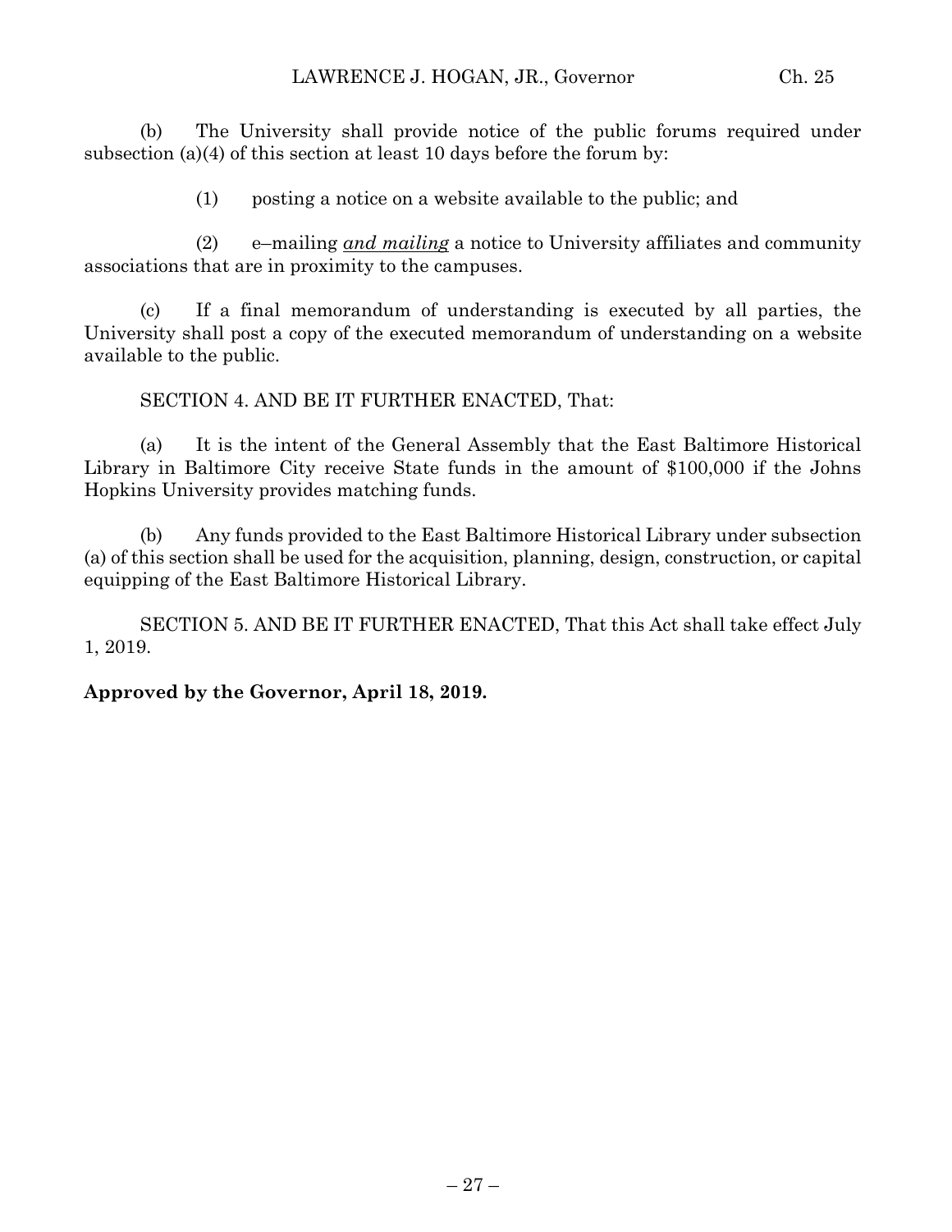(b) The University shall provide notice of the public forums required under subsection (a)(4) of this section at least 10 days before the forum by:

(1) posting a notice on a website available to the public; and

(2) e–mailing *__and mailing__* a notice to University affiliates and community associations that are in proximity to the campuses.

(c) If a final memorandum of understanding is executed by all parties, the University shall post a copy of the executed memorandum of understanding on a website available to the public.

SECTION 4. AND BE IT FURTHER ENACTED, That:

(a) It is the intent of the General Assembly that the East Baltimore Historical Library in Baltimore City receive State funds in the amount of $100,000 if the Johns Hopkins University provides matching funds.

(b) Any funds provided to the East Baltimore Historical Library under subsection (a) of this section shall be used for the acquisition, planning, design, construction, or capital equipping of the East Baltimore Historical Library.

SECTION 5. AND BE IT FURTHER ENACTED, That this Act shall take effect July 1, 2019.

**Approved by the Governor, April 18, 2019.**